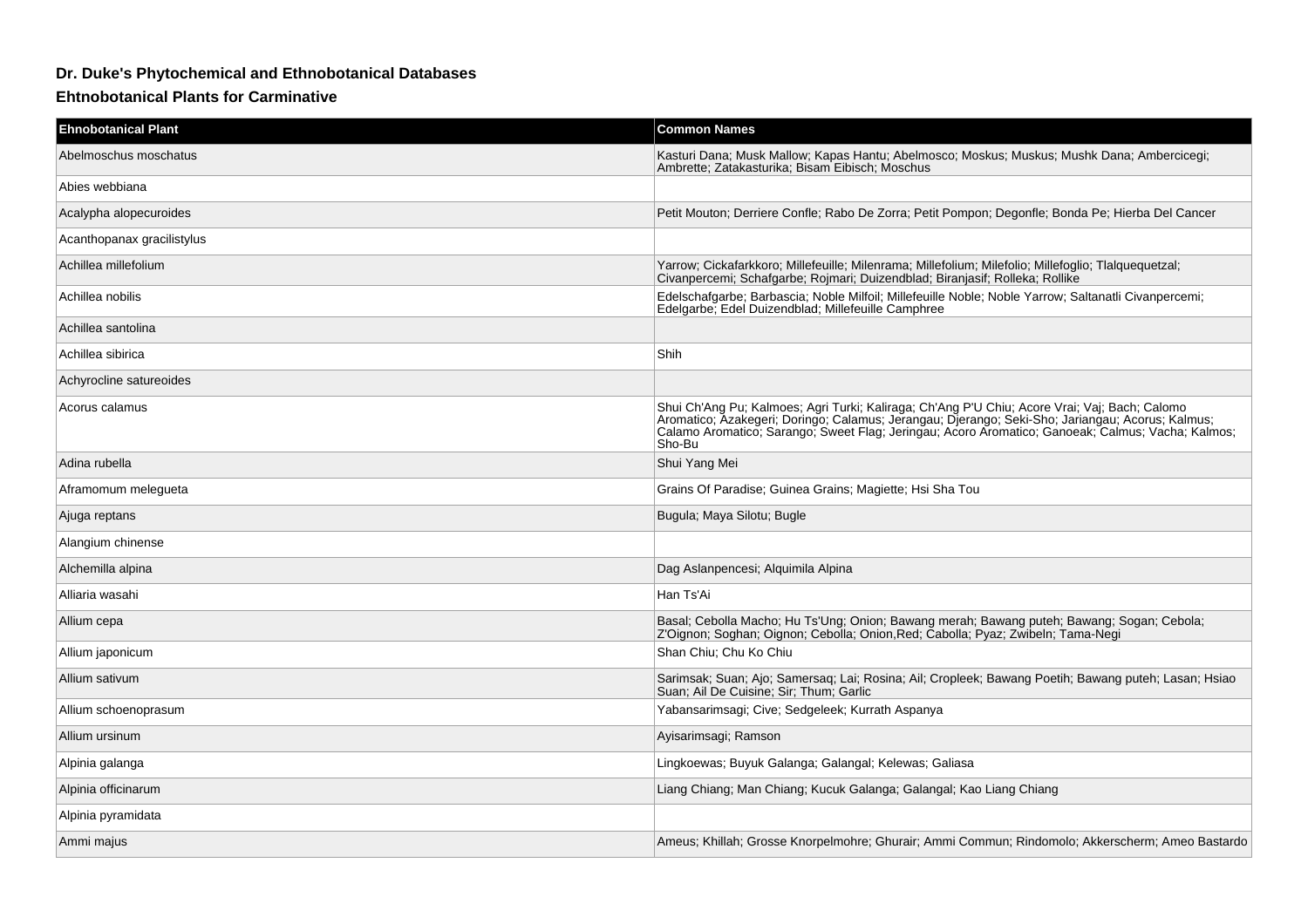### Dr. Duke's Phytochemical and Ethnobotanical Databases

### Ehtnobotanical Plants for Carminative

| Ehnobotanical Plant | Common Names |
| --- | --- |
| Abelmoschus moschatus | Kasturi Dana; Musk Mallow; Kapas Hantu; Abelmosco; Moskus; Muskus; Mushk Dana; Ambercicegi; Ambrette; Zatakasturika; Bisam Eibisch; Moschus |
| Abies webbiana | |
| Acalypha alopecuroides | Petit Mouton; Derriere Confle; Rabo De Zorra; Petit Pompon; Degonfle; Bonda Pe; Hierba Del Cancer |
| Acanthopanax gracilistylus | |
| Achillea millefolium | Yarrow; Cickafarkkoro; Millefeuille; Milenrama; Millefolium; Milefolio; Millefoglio; Tlalquequetzal; Civanpercemi; Schafgarbe; Rojmari; Duizendblad; Biranjasif; Rolleka; Rollike |
| Achillea nobilis | Edelschafgarbe; Barbascia; Noble Milfoil; Millefeuille Noble; Noble Yarrow; Saltanatli Civanpercemi; Edelgarbe; Edel Duizendblad; Millefeuille Camphree |
| Achillea santolina | |
| Achillea sibirica | Shih |
| Achyrocline satureoides | |
| Acorus calamus | Shui Ch'Ang Pu; Kalmoes; Agri Turki; Kaliraga; Ch'Ang P'U Chiu; Acore Vrai; Vaj; Bach; Calomo Aromatico; Azakegeri; Doringo; Calamus; Jerangau; Djerango; Seki-Sho; Jariangau; Acorus; Kalmus; Calamo Aromatico; Sarango; Sweet Flag; Jeringau; Acoro Aromatico; Ganoeak; Calmus; Vacha; Kalmos; Sho-Bu |
| Adina rubella | Shui Yang Mei |
| Aframomum melegueta | Grains Of Paradise; Guinea Grains; Magiette; Hsi Sha Tou |
| Ajuga reptans | Bugula; Maya Silotu; Bugle |
| Alangium chinense | |
| Alchemilla alpina | Dag Aslanpencesi; Alquimila Alpina |
| Alliaria wasahi | Han Ts'Ai |
| Allium cepa | Basal; Cebolla Macho; Hu Ts'Ung; Onion; Bawang merah; Bawang puteh; Bawang; Sogan; Cebola; Z'Oignon; Soghan; Oignon; Cebolla; Onion,Red; Cabolla; Pyaz; Zwibeln; Tama-Negi |
| Allium japonicum | Shan Chiu; Chu Ko Chiu |
| Allium sativum | Sarimsak; Suan; Ajo; Samersaq; Lai; Rosina; Ail; Cropleek; Bawang Poetih; Bawang puteh; Lasan; Hsiao Suan; Ail De Cuisine; Sir; Thum; Garlic |
| Allium schoenoprasum | Yabansarimsagi; Cive; Sedgeleek; Kurrath Aspanya |
| Allium ursinum | Ayisarimsagi; Ramson |
| Alpinia galanga | Lingkoewas; Buyuk Galanga; Galangal; Kelewas; Galiasa |
| Alpinia officinarum | Liang Chiang; Man Chiang; Kucuk Galanga; Galangal; Kao Liang Chiang |
| Alpinia pyramidata | |
| Ammi majus | Ameus; Khillah; Grosse Knorpelmohre; Ghurair; Ammi Commun; Rindomolo; Akkerscherm; Ameo Bastardo |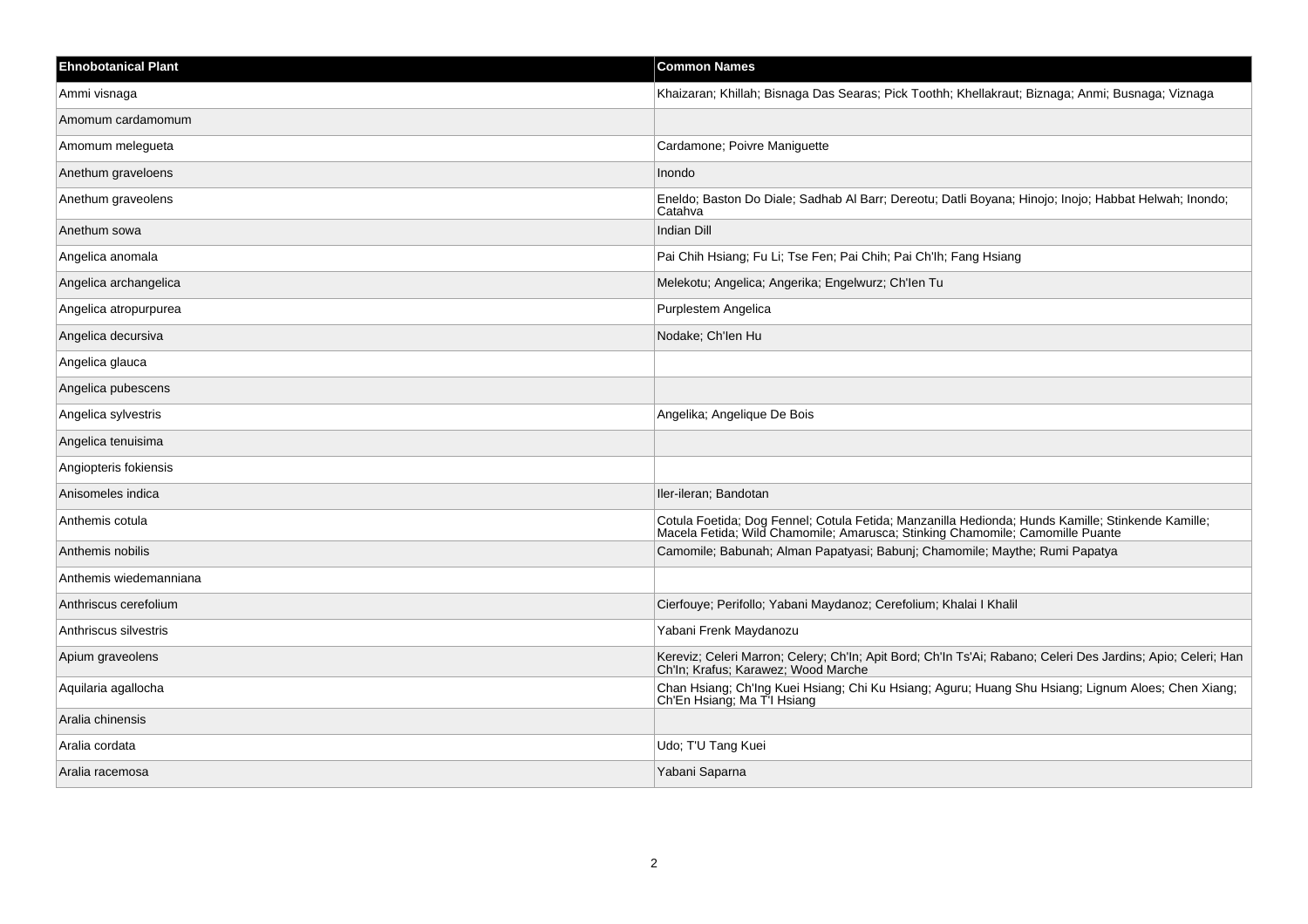| Ehnobotanical Plant | Common Names |
| --- | --- |
| Ammi visnaga | Khaizaran; Khillah; Bisnaga Das Searas; Pick Toothh; Khellakraut; Biznaga; Anmi; Busnaga; Viznaga |
| Amomum cardamomum | |
| Amomum melegueta | Cardamone; Poivre Maniguette |
| Anethum graveloens | Inondo |
| Anethum graveolens | Eneldo; Baston Do Diale; Sadhab Al Barr; Dereotu; Datli Boyana; Hinojo; Inojo; Habbat Helwah; Inondo; Catahva |
| Anethum sowa | Indian Dill |
| Angelica anomala | Pai Chih Hsiang; Fu Li; Tse Fen; Pai Chih; Pai Ch'Ih; Fang Hsiang |
| Angelica archangelica | Melekotu; Angelica; Angerika; Engelwurz; Ch'Ien Tu |
| Angelica atropurpurea | Purplestem Angelica |
| Angelica decursiva | Nodake; Ch'Ien Hu |
| Angelica glauca | |
| Angelica pubescens | |
| Angelica sylvestris | Angelika; Angelique De Bois |
| Angelica tenuisima | |
| Angiopteris fokiensis | |
| Anisomeles indica | Iler-ileran; Bandotan |
| Anthemis cotula | Cotula Foetida; Dog Fennel; Cotula Fetida; Manzanilla Hedionda; Hunds Kamille; Stinkende Kamille; Macela Fetida; Wild Chamomile; Amarusca; Stinking Chamomile; Camomille Puante |
| Anthemis nobilis | Camomile; Babunah; Alman Papatyasi; Babunj; Chamomile; Maythe; Rumi Papatya |
| Anthemis wiedemanniana | |
| Anthriscus cerefolium | Cierfouye; Perifollo; Yabani Maydanoz; Cerefolium; Khalai I Khalil |
| Anthriscus silvestris | Yabani Frenk Maydanozu |
| Apium graveolens | Kereviz; Celeri Marron; Celery; Ch'In; Apit Bord; Ch'In Ts'Ai; Rabano; Celeri Des Jardins; Apio; Celeri; Han Ch'In; Krafus; Karawez; Wood Marche |
| Aquilaria agallocha | Chan Hsiang; Ch'Ing Kuei Hsiang; Chi Ku Hsiang; Aguru; Huang Shu Hsiang; Lignum Aloes; Chen Xiang; Ch'En Hsiang; Ma T'I Hsiang |
| Aralia chinensis | |
| Aralia cordata | Udo; T'U Tang Kuei |
| Aralia racemosa | Yabani Saparna |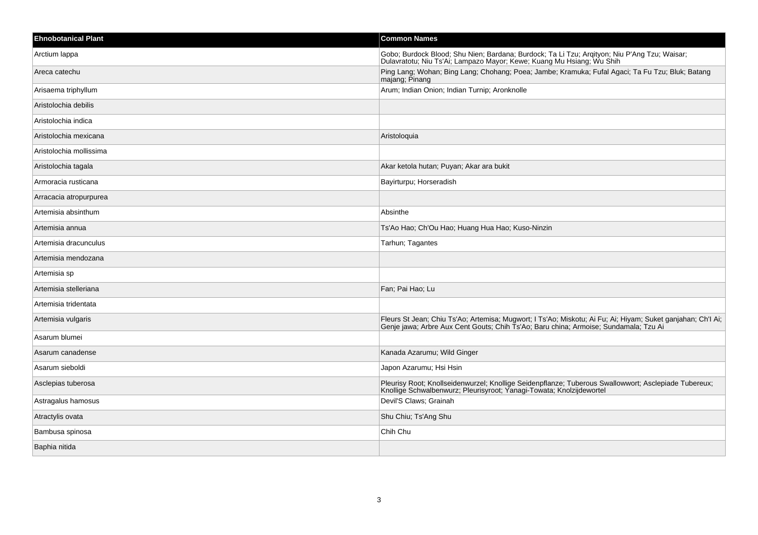| Ehnobotanical Plant | Common Names |
| --- | --- |
| Arctium lappa | Gobo; Burdock Blood; Shu Nien; Bardana; Burdock; Ta Li Tzu; Arqityon; Niu P'Ang Tzu; Waisar; Dulavratotu; Niu Ts'Ai; Lampazo Mayor; Kewe; Kuang Mu Hsiang; Wu Shih |
| Areca catechu | Ping Lang; Wohan; Bing Lang; Chohang; Poea; Jambe; Kramuka; Fufal Agaci; Ta Fu Tzu; Bluk; Batang majang; Pinang |
| Arisaema triphyllum | Arum; Indian Onion; Indian Turnip; Aronknolle |
| Aristolochia debilis | |
| Aristolochia indica | |
| Aristolochia mexicana | Aristoloquia |
| Aristolochia mollissima | |
| Aristolochia tagala | Akar ketola hutan; Puyan; Akar ara bukit |
| Armoracia rusticana | Bayirturpu; Horseradish |
| Arracacia atropurpurea | |
| Artemisia absinthum | Absinthe |
| Artemisia annua | Ts'Ao Hao; Ch'Ou Hao; Huang Hua Hao; Kuso-Ninzin |
| Artemisia dracunculus | Tarhun; Tagantes |
| Artemisia mendozana | |
| Artemisia sp | |
| Artemisia stelleriana | Fan; Pai Hao; Lu |
| Artemisia tridentata | |
| Artemisia vulgaris | Fleurs St Jean; Chiu Ts'Ao; Artemisa; Mugwort; I Ts'Ao; Miskotu; Ai Fu; Ai; Hiyam; Suket ganjahan; Ch'I Ai; Genje jawa; Arbre Aux Cent Gouts; Chih Ts'Ao; Baru china; Armoise; Sundamala; Tzu Ai |
| Asarum blumei | |
| Asarum canadense | Kanada Azarumu; Wild Ginger |
| Asarum sieboldi | Japon Azarumu; Hsi Hsin |
| Asclepias tuberosa | Pleurisy Root; Knollseidenwurzel; Knollige Seidenpflanze; Tuberous Swallowwort; Asclepiade Tubereux; Knollige Schwalbenwurz; Pleurisyroot; Yanagi-Towata; Knolzijdewortel |
| Astragalus hamosus | Devil'S Claws; Grainah |
| Atractylis ovata | Shu Chiu; Ts'Ang Shu |
| Bambusa spinosa | Chih Chu |
| Baphia nitida | |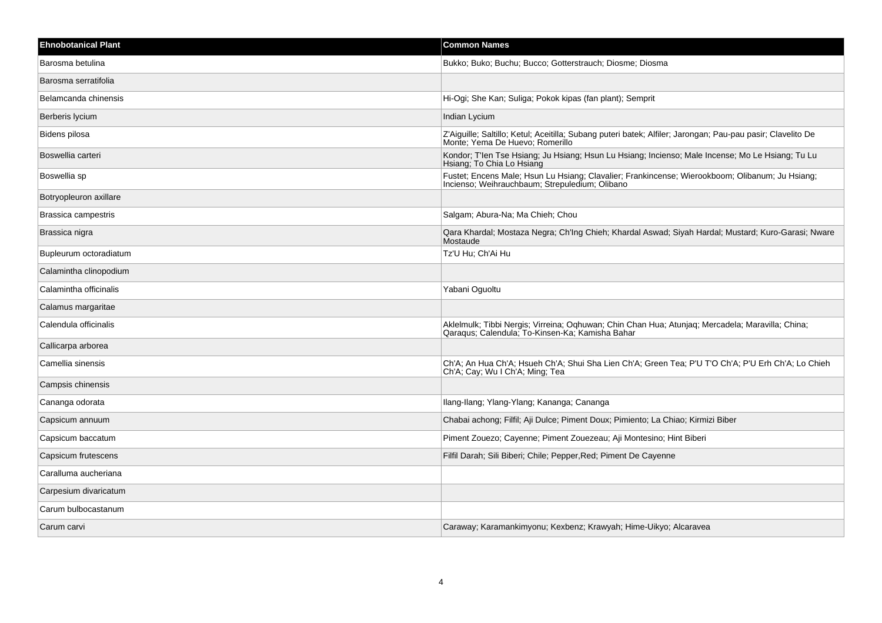| Ehnobotanical Plant | Common Names |
| --- | --- |
| Barosma betulina | Bukko; Buko; Buchu; Bucco; Gotterstrauch; Diosme; Diosma |
| Barosma serratifolia | |
| Belamcanda chinensis | Hi-Ogi; She Kan; Suliga; Pokok kipas (fan plant); Semprit |
| Berberis lycium | Indian Lycium |
| Bidens pilosa | Z'Aiguille; Saltillo; Ketul; Aceitilla; Subang puteri batek; Alfiler; Jarongan; Pau-pau pasir; Clavelito De Monte; Yema De Huevo; Romerillo |
| Boswellia carteri | Kondor; T'Ien Tse Hsiang; Ju Hsiang; Hsun Lu Hsiang; Incienso; Male Incense; Mo Le Hsiang; Tu Lu Hsiang; To Chia Lo Hsiang |
| Boswellia sp | Fustet; Encens Male; Hsun Lu Hsiang; Clavalier; Frankincense; Wierookboom; Olibanum; Ju Hsiang; Incienso; Weihrauchbaum; Strepuledium; Olibano |
| Botryopleuron axillare | |
| Brassica campestris | Salgam; Abura-Na; Ma Chieh; Chou |
| Brassica nigra | Qara Khardal; Mostaza Negra; Ch'Ing Chieh; Khardal Aswad; Siyah Hardal; Mustard; Kuro-Garasi; Nware Mostaude |
| Bupleurum octoradiatum | Tz'U Hu; Ch'Ai Hu |
| Calamintha clinopodium | |
| Calamintha officinalis | Yabani Oguoltu |
| Calamus margaritae | |
| Calendula officinalis | Aklelmulk; Tibbi Nergis; Virreina; Oqhuwan; Chin Chan Hua; Atunjaq; Mercadela; Maravilla; China; Qaraqus; Calendula; To-Kinsen-Ka; Kamisha Bahar |
| Callicarpa arborea | |
| Camellia sinensis | Ch'A; An Hua Ch'A; Hsueh Ch'A; Shui Sha Lien Ch'A; Green Tea; P'U T'O Ch'A; P'U Erh Ch'A; Lo Chieh Ch'A; Cay; Wu I Ch'A; Ming; Tea |
| Campsis chinensis | |
| Cananga odorata | Ilang-Ilang; Ylang-Ylang; Kananga; Cananga |
| Capsicum annuum | Chabai achong; Filfil; Aji Dulce; Piment Doux; Pimiento; La Chiao; Kirmizi Biber |
| Capsicum baccatum | Piment Zouezo; Cayenne; Piment Zouezeau; Aji Montesino; Hint Biberi |
| Capsicum frutescens | Filfil Darah; Sili Biberi; Chile; Pepper,Red; Piment De Cayenne |
| Caralluma aucheriana | |
| Carpesium divaricatum | |
| Carum bulbocastanum | |
| Carum carvi | Caraway; Karamankimyonu; Kexbenz; Krawyah; Hime-Uikyo; Alcaravea |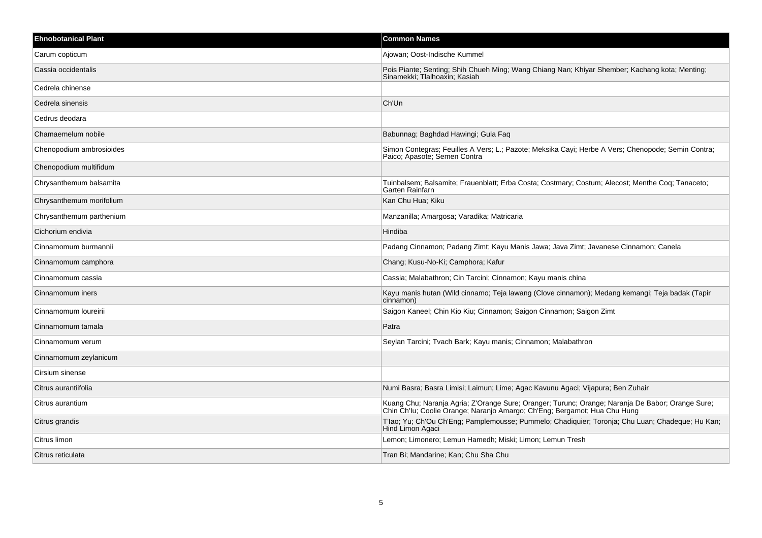| Ehnobotanical Plant | Common Names |
| --- | --- |
| Carum copticum | Ajowan; Oost-Indische Kummel |
| Cassia occidentalis | Pois Piante; Senting; Shih Chueh Ming; Wang Chiang Nan; Khiyar Shember; Kachang kota; Menting; Sinamekki; Tlalhoaxin; Kasiah |
| Cedrela chinense | |
| Cedrela sinensis | Ch'Un |
| Cedrus deodara | |
| Chamaemelum nobile | Babunnag; Baghdad Hawingi; Gula Faq |
| Chenopodium ambrosioides | Simon Contegras; Feuilles A Vers; L.; Pazote; Meksika Cayi; Herbe A Vers; Chenopode; Semin Contra; Paico; Apasote; Semen Contra |
| Chenopodium multifidum | |
| Chrysanthemum balsamita | Tuinbalsem; Balsamite; Frauenblatt; Erba Costa; Costmary; Costum; Alecost; Menthe Coq; Tanaceto; Garten Rainfarn |
| Chrysanthemum morifolium | Kan Chu Hua; Kiku |
| Chrysanthemum parthenium | Manzanilla; Amargosa; Varadika; Matricaria |
| Cichorium endivia | Hindiba |
| Cinnamomum burmannii | Padang Cinnamon; Padang Zimt; Kayu Manis Jawa; Java Zimt; Javanese Cinnamon; Canela |
| Cinnamomum camphora | Chang; Kusu-No-Ki; Camphora; Kafur |
| Cinnamomum cassia | Cassia; Malabathron; Cin Tarcini; Cinnamon; Kayu manis china |
| Cinnamomum iners | Kayu manis hutan (Wild cinnamo; Teja lawang (Clove cinnamon); Medang kemangi; Teja badak (Tapir cinnamon) |
| Cinnamomum loureirii | Saigon Kaneel; Chin Kio Kiu; Cinnamon; Saigon Cinnamon; Saigon Zimt |
| Cinnamomum tamala | Patra |
| Cinnamomum verum | Seylan Tarcini; Tvach Bark; Kayu manis; Cinnamon; Malabathron |
| Cinnamomum zeylanicum | |
| Cirsium sinense | |
| Citrus aurantiifolia | Numi Basra; Basra Limisi; Laimun; Lime; Agac Kavunu Agaci; Vijapura; Ben Zuhair |
| Citrus aurantium | Kuang Chu; Naranja Agria; Z'Orange Sure; Oranger; Turunc; Orange; Naranja De Babor; Orange Sure; Chin Ch'Iu; Coolie Orange; Naranjo Amargo; Ch'Eng; Bergamot; Hua Chu Hung |
| Citrus grandis | T'lao; Yu; Ch'Ou Ch'Eng; Pamplemousse; Pummelo; Chadiquier; Toronja; Chu Luan; Chadeque; Hu Kan; Hind Limon Agaci |
| Citrus limon | Lemon; Limonero; Lemun Hamedh; Miski; Limon; Lemun Tresh |
| Citrus reticulata | Tran Bi; Mandarine; Kan; Chu Sha Chu |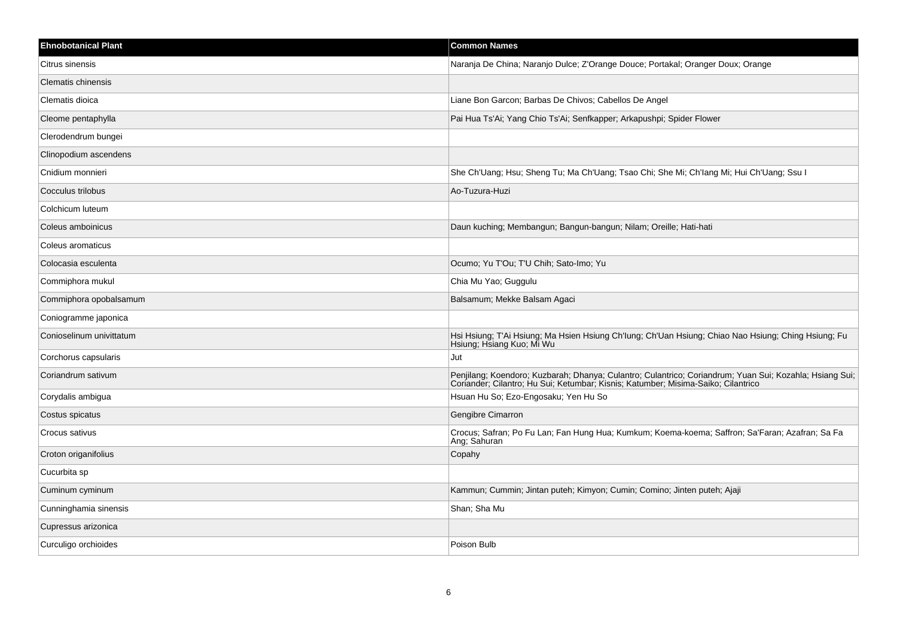| Ehnobotanical Plant | Common Names |
| --- | --- |
| Citrus sinensis | Naranja De China; Naranjo Dulce; Z'Orange Douce; Portakal; Oranger Doux; Orange |
| Clematis chinensis | |
| Clematis dioica | Liane Bon Garcon; Barbas De Chivos; Cabellos De Angel |
| Cleome pentaphylla | Pai Hua Ts'Ai; Yang Chio Ts'Ai; Senfkapper; Arkapushpi; Spider Flower |
| Clerodendrum bungei | |
| Clinopodium ascendens | |
| Cnidium monnieri | She Ch'Uang; Hsu; Sheng Tu; Ma Ch'Uang; Tsao Chi; She Mi; Ch'Iang Mi; Hui Ch'Uang; Ssu I |
| Cocculus trilobus | Ao-Tuzura-Huzi |
| Colchicum luteum | |
| Coleus amboinicus | Daun kuching; Membangun; Bangun-bangun; Nilam; Oreille; Hati-hati |
| Coleus aromaticus | |
| Colocasia esculenta | Ocumo; Yu T'Ou; T'U Chih; Sato-Imo; Yu |
| Commiphora mukul | Chia Mu Yao; Guggulu |
| Commiphora opobalsamum | Balsamum; Mekke Balsam Agaci |
| Coniogramme japonica | |
| Conioselinum univittatum | Hsi Hsiung; T'Ai Hsiung; Ma Hsien Hsiung Ch'Iung; Ch'Uan Hsiung; Chiao Nao Hsiung; Ching Hsiung; Fu Hsiung; Hsiang Kuo; Mi Wu |
| Corchorus capsularis | Jut |
| Coriandrum sativum | Penjilang; Koendoro; Kuzbarah; Dhanya; Culantro; Culantrico; Coriandrum; Yuan Sui; Kozahla; Hsiang Sui; Coriander; Cilantro; Hu Sui; Ketumbar; Kisnis; Katumber; Misima-Saiko; Cilantrico |
| Corydalis ambigua | Hsuan Hu So; Ezo-Engosaku; Yen Hu So |
| Costus spicatus | Gengibre Cimarron |
| Crocus sativus | Crocus; Safran; Po Fu Lan; Fan Hung Hua; Kumkum; Koema-koema; Saffron; Sa'Faran; Azafran; Sa Fa Ang; Sahuran |
| Croton origanifolius | Copahy |
| Cucurbita sp | |
| Cuminum cyminum | Kammun; Cummin; Jintan puteh; Kimyon; Cumin; Comino; Jinten puteh; Ajaji |
| Cunninghamia sinensis | Shan; Sha Mu |
| Cupressus arizonica | |
| Curculigo orchioides | Poison Bulb |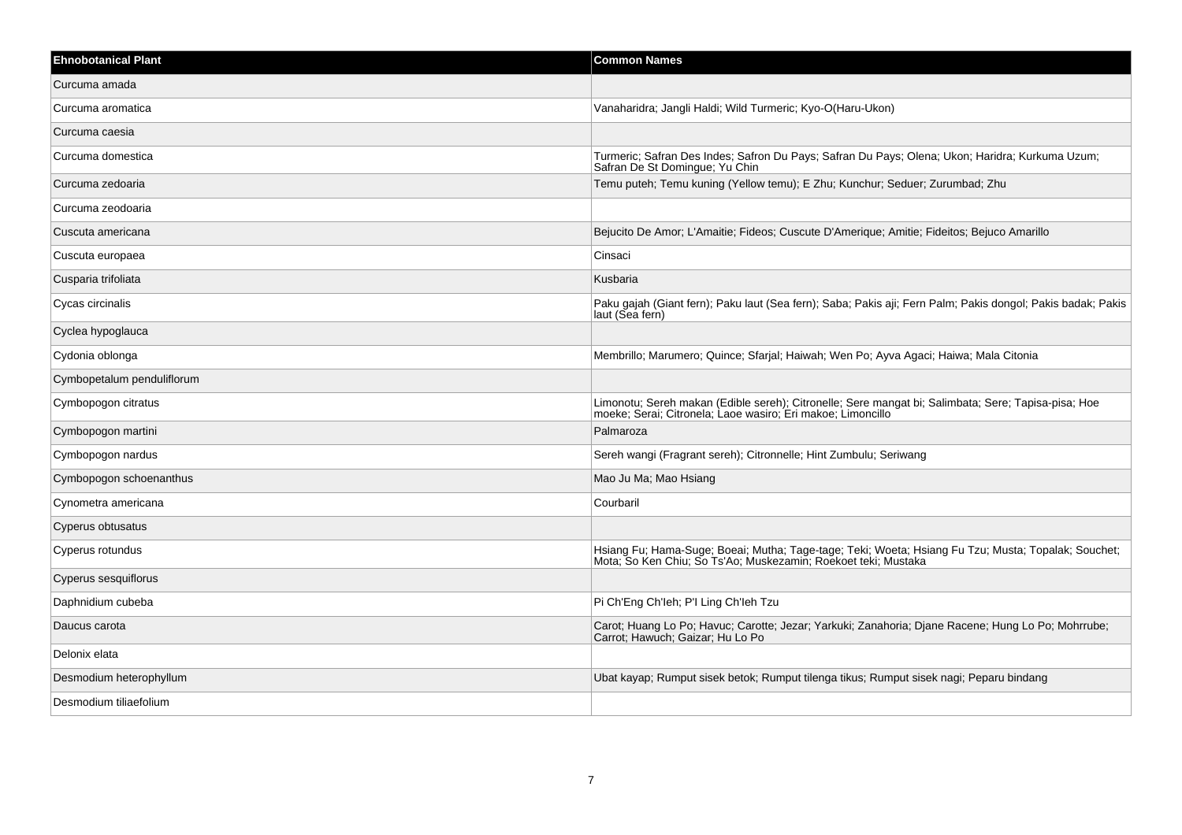| Ehnobotanical Plant | Common Names |
| --- | --- |
| Curcuma amada | |
| Curcuma aromatica | Vanaharidra; Jangli Haldi; Wild Turmeric; Kyo-O(Haru-Ukon) |
| Curcuma caesia | |
| Curcuma domestica | Turmeric; Safran Des Indes; Safron Du Pays; Safran Du Pays; Olena; Ukon; Haridra; Kurkuma Uzum; Safran De St Domingue; Yu Chin |
| Curcuma zedoaria | Temu puteh; Temu kuning (Yellow temu); E Zhu; Kunchur; Seduer; Zurumbad; Zhu |
| Curcuma zeodoaria | |
| Cuscuta americana | Bejucito De Amor; L'Amaitie; Fideos; Cuscute D'Amerique; Amitie; Fideitos; Bejuco Amarillo |
| Cuscuta europaea | Cinsaci |
| Cusparia trifoliata | Kusbaria |
| Cycas circinalis | Paku gajah (Giant fern); Paku laut (Sea fern); Saba; Pakis aji; Fern Palm; Pakis dongol; Pakis badak; Pakis laut (Sea fern) |
| Cyclea hypoglauca | |
| Cydonia oblonga | Membrillo; Marumero; Quince; Sfarjal; Haiwah; Wen Po; Ayva Agaci; Haiwa; Mala Citonia |
| Cymbopetalum penduliflorum | |
| Cymbopogon citratus | Limonotu; Sereh makan (Edible sereh); Citronelle; Sere mangat bi; Salimbata; Sere; Tapisa-pisa; Hoe moeke; Serai; Citronela; Laoe wasiro; Eri makoe; Limoncillo |
| Cymbopogon martini | Palmaroza |
| Cymbopogon nardus | Sereh wangi (Fragrant sereh); Citronnelle; Hint Zumbulu; Seriwang |
| Cymbopogon schoenanthus | Mao Ju Ma; Mao Hsiang |
| Cynometra americana | Courbaril |
| Cyperus obtusatus | |
| Cyperus rotundus | Hsiang Fu; Hama-Suge; Boeai; Mutha; Tage-tage; Teki; Woeta; Hsiang Fu Tzu; Musta; Topalak; Souchet; Mota; So Ken Chiu; So Ts'Ao; Muskezamin; Roekoet teki; Mustaka |
| Cyperus sesquiflorus | |
| Daphnidium cubeba | Pi Ch'Eng Ch'Ieh; P'I Ling Ch'Ieh Tzu |
| Daucus carota | Carot; Huang Lo Po; Havuc; Carotte; Jezar; Yarkuki; Zanahoria; Djane Racene; Hung Lo Po; Mohrrube; Carrot; Hawuch; Gaizar; Hu Lo Po |
| Delonix elata | |
| Desmodium heterophyllum | Ubat kayap; Rumput sisek betok; Rumput tilenga tikus; Rumput sisek nagi; Peparu bindang |
| Desmodium tiliaefolium | |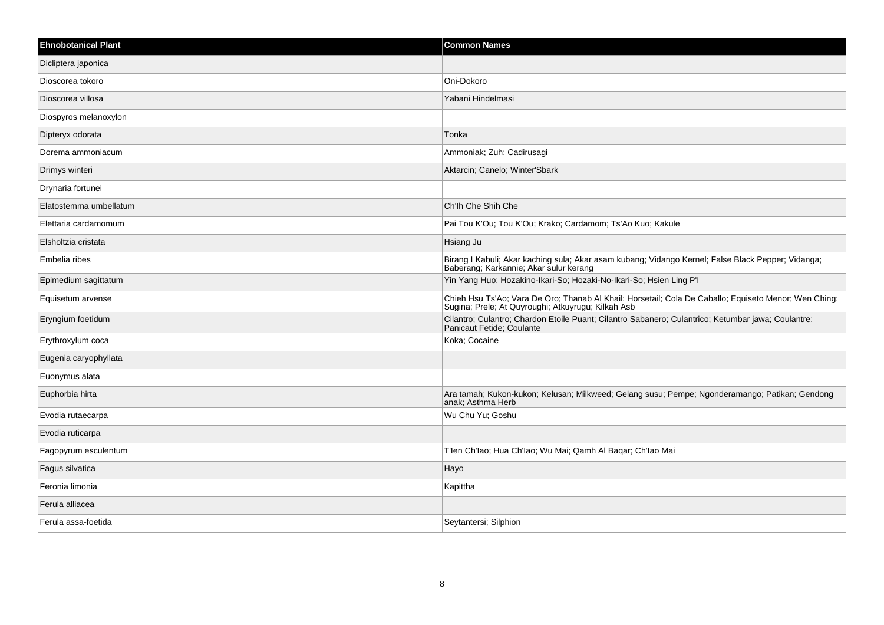| Ehnobotanical Plant | Common Names |
| --- | --- |
| Dicliptera japonica | |
| Dioscorea tokoro | Oni-Dokoro |
| Dioscorea villosa | Yabani Hindelmasi |
| Diospyros melanoxylon | |
| Dipteryx odorata | Tonka |
| Dorema ammoniacum | Ammoniak; Zuh; Cadirusagi |
| Drimys winteri | Aktarcin; Canelo; Winter'Sbark |
| Drynaria fortunei | |
| Elatostemma umbellatum | Ch'Ih Che Shih Che |
| Elettaria cardamomum | Pai Tou K'Ou; Tou K'Ou; Krako; Cardamom; Ts'Ao Kuo; Kakule |
| Elsholtzia cristata | Hsiang Ju |
| Embelia ribes | Birang I Kabuli; Akar kaching sula; Akar asam kubang; Vidango Kernel; False Black Pepper; Vidanga; Baberang; Karkannie; Akar sulur kerang |
| Epimedium sagittatum | Yin Yang Huo; Hozakino-Ikari-So; Hozaki-No-Ikari-So; Hsien Ling P'I |
| Equisetum arvense | Chieh Hsu Ts'Ao; Vara De Oro; Thanab Al Khail; Horsetail; Cola De Caballo; Equiseto Menor; Wen Ching; Sugina; Prele; At Quyroughi; Atkuyrugu; Kilkah Asb |
| Eryngium foetidum | Cilantro; Culantro; Chardon Etoile Puant; Cilantro Sabanero; Culantrico; Ketumbar jawa; Coulantre; Panicaut Fetide; Coulante |
| Erythroxylum coca | Koka; Cocaine |
| Eugenia caryophyllata | |
| Euonymus alata | |
| Euphorbia hirta | Ara tamah; Kukon-kukon; Kelusan; Milkweed; Gelang susu; Pempe; Ngonderamango; Patikan; Gendong anak; Asthma Herb |
| Evodia rutaecarpa | Wu Chu Yu; Goshu |
| Evodia ruticarpa | |
| Fagopyrum esculentum | T'Ien Ch'Iao; Hua Ch'Iao; Wu Mai; Qamh Al Baqar; Ch'Iao Mai |
| Fagus silvatica | Hayo |
| Feronia limonia | Kapittha |
| Ferula alliacea | |
| Ferula assa-foetida | Seytantersi; Silphion |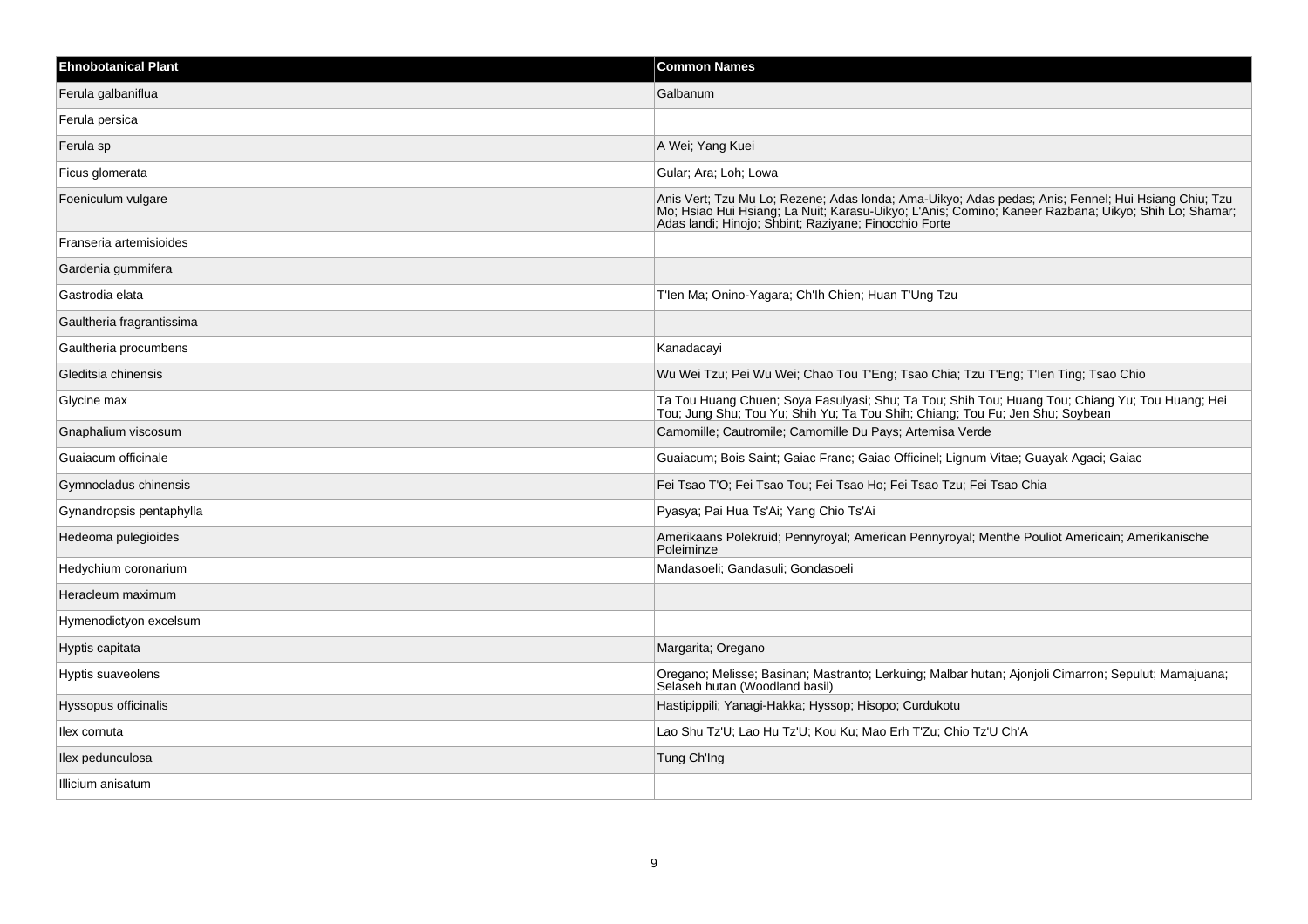| Ehnobotanical Plant | Common Names |
| --- | --- |
| Ferula galbaniflua | Galbanum |
| Ferula persica | |
| Ferula sp | A Wei; Yang Kuei |
| Ficus glomerata | Gular; Ara; Loh; Lowa |
| Foeniculum vulgare | Anis Vert; Tzu Mu Lo; Rezene; Adas londa; Ama-Uikyo; Adas pedas; Anis; Fennel; Hui Hsiang Chiu; Tzu Mo; Hsiao Hui Hsiang; La Nuit; Karasu-Uikyo; L'Anis; Comino; Kaneer Razbana; Uikyo; Shih Lo; Shamar; Adas landi; Hinojo; Shbint; Raziyane; Finocchio Forte |
| Franseria artemisioides | |
| Gardenia gummifera | |
| Gastrodia elata | T'Ien Ma; Onino-Yagara; Ch'Ih Chien; Huan T'Ung Tzu |
| Gaultheria fragrantissima | |
| Gaultheria procumbens | Kanadacayi |
| Gleditsia chinensis | Wu Wei Tzu; Pei Wu Wei; Chao Tou T'Eng; Tsao Chia; Tzu T'Eng; T'Ien Ting; Tsao Chio |
| Glycine max | Ta Tou Huang Chuen; Soya Fasulyasi; Shu; Ta Tou; Shih Tou; Huang Tou; Chiang Yu; Tou Huang; Hei Tou; Jung Shu; Tou Yu; Shih Yu; Ta Tou Shih; Chiang; Tou Fu; Jen Shu; Soybean |
| Gnaphalium viscosum | Camomille; Cautromile; Camomille Du Pays; Artemisa Verde |
| Guaiacum officinale | Guaiacum; Bois Saint; Gaiac Franc; Gaiac Officinel; Lignum Vitae; Guayak Agaci; Gaiac |
| Gymnocladus chinensis | Fei Tsao T'O; Fei Tsao Tou; Fei Tsao Ho; Fei Tsao Tzu; Fei Tsao Chia |
| Gynandropsis pentaphylla | Pyasya; Pai Hua Ts'Ai; Yang Chio Ts'Ai |
| Hedeoma pulegioides | Amerikaans Polekruid; Pennyroyal; American Pennyroyal; Menthe Pouliot Americain; Amerikanische Poleiminze |
| Hedychium coronarium | Mandasoeli; Gandasuli; Gondasoeli |
| Heracleum maximum | |
| Hymenodictyon excelsum | |
| Hyptis capitata | Margarita; Oregano |
| Hyptis suaveolens | Oregano; Melisse; Basinan; Mastranto; Lerkuing; Malbar hutan; Ajonjoli Cimarron; Sepulut; Mamajuana; Selaseh hutan (Woodland basil) |
| Hyssopus officinalis | Hastipippili; Yanagi-Hakka; Hyssop; Hisopo; Curdukotu |
| Ilex cornuta | Lao Shu Tz'U; Lao Hu Tz'U; Kou Ku; Mao Erh T'Zu; Chio Tz'U Ch'A |
| Ilex pedunculosa | Tung Ch'Ing |
| Illicium anisatum | |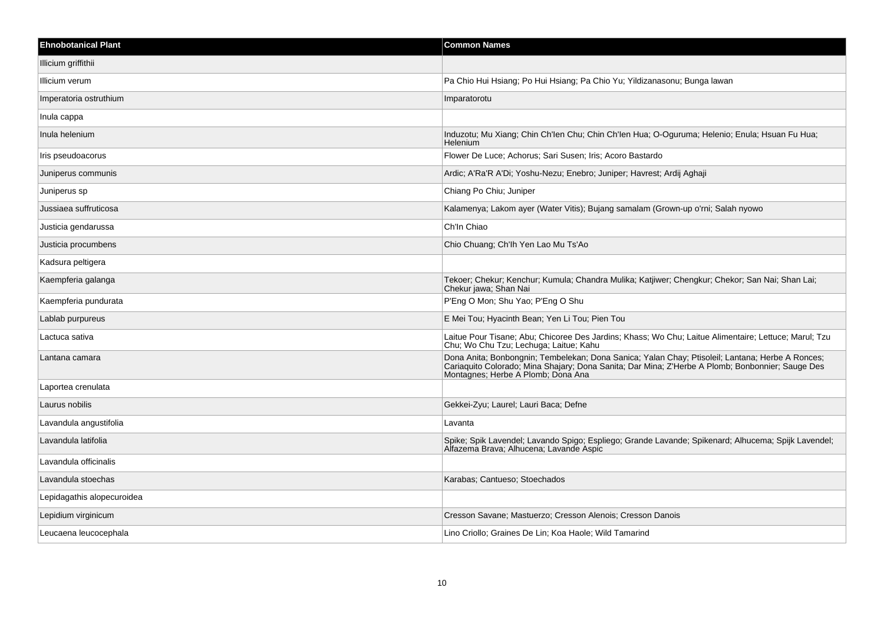| Ehnobotanical Plant | Common Names |
| --- | --- |
| Illicium griffithii | |
| Illicium verum | Pa Chio Hui Hsiang; Po Hui Hsiang; Pa Chio Yu; Yildizanasonu; Bunga lawan |
| Imperatoria ostruthium | Imparatorotu |
| Inula cappa | |
| Inula helenium | Induzotu; Mu Xiang; Chin Ch'Ien Chu; Chin Ch'Ien Hua; O-Oguruma; Helenio; Enula; Hsuan Fu Hua; Helenium |
| Iris pseudoacorus | Flower De Luce; Achorus; Sari Susen; Iris; Acoro Bastardo |
| Juniperus communis | Ardic; A'Ra'R A'Di; Yoshu-Nezu; Enebro; Juniper; Havrest; Ardij Aghaji |
| Juniperus sp | Chiang Po Chiu; Juniper |
| Jussiaea suffruticosa | Kalamenya; Lakom ayer (Water Vitis); Bujang samalam (Grown-up o'rni; Salah nyowo |
| Justicia gendarussa | Ch'In Chiao |
| Justicia procumbens | Chio Chuang; Ch'Ih Yen Lao Mu Ts'Ao |
| Kadsura peltigera | |
| Kaempferia galanga | Tekoer; Chekur; Kenchur; Kumula; Chandra Mulika; Katjiwer; Chengkur; Chekor; San Nai; Shan Lai; Chekur jawa; Shan Nai |
| Kaempferia pundurata | P'Eng O Mon; Shu Yao; P'Eng O Shu |
| Lablab purpureus | E Mei Tou; Hyacinth Bean; Yen Li Tou; Pien Tou |
| Lactuca sativa | Laitue Pour Tisane; Abu; Chicoree Des Jardins; Khass; Wo Chu; Laitue Alimentaire; Lettuce; Marul; Tzu Chu; Wo Chu Tzu; Lechuga; Laitue; Kahu |
| Lantana camara | Dona Anita; Bonbongnin; Tembelekan; Dona Sanica; Yalan Chay; Ptisoleil; Lantana; Herbe A Ronces; Cariaquito Colorado; Mina Shajary; Dona Sanita; Dar Mina; Z'Herbe A Plomb; Bonbonnier; Sauge Des Montagnes; Herbe A Plomb; Dona Ana |
| Laportea crenulata | |
| Laurus nobilis | Gekkei-Zyu; Laurel; Lauri Baca; Defne |
| Lavandula angustifolia | Lavanta |
| Lavandula latifolia | Spike; Spik Lavendel; Lavando Spigo; Espliego; Grande Lavande; Spikenard; Alhucema; Spijk Lavendel; Alfazema Brava; Alhucena; Lavande Aspic |
| Lavandula officinalis | |
| Lavandula stoechas | Karabas; Cantueso; Stoechados |
| Lepidagathis alopecuroidea | |
| Lepidium virginicum | Cresson Savane; Mastuerzo; Cresson Alenois; Cresson Danois |
| Leucaena leucocephala | Lino Criollo; Graines De Lin; Koa Haole; Wild Tamarind |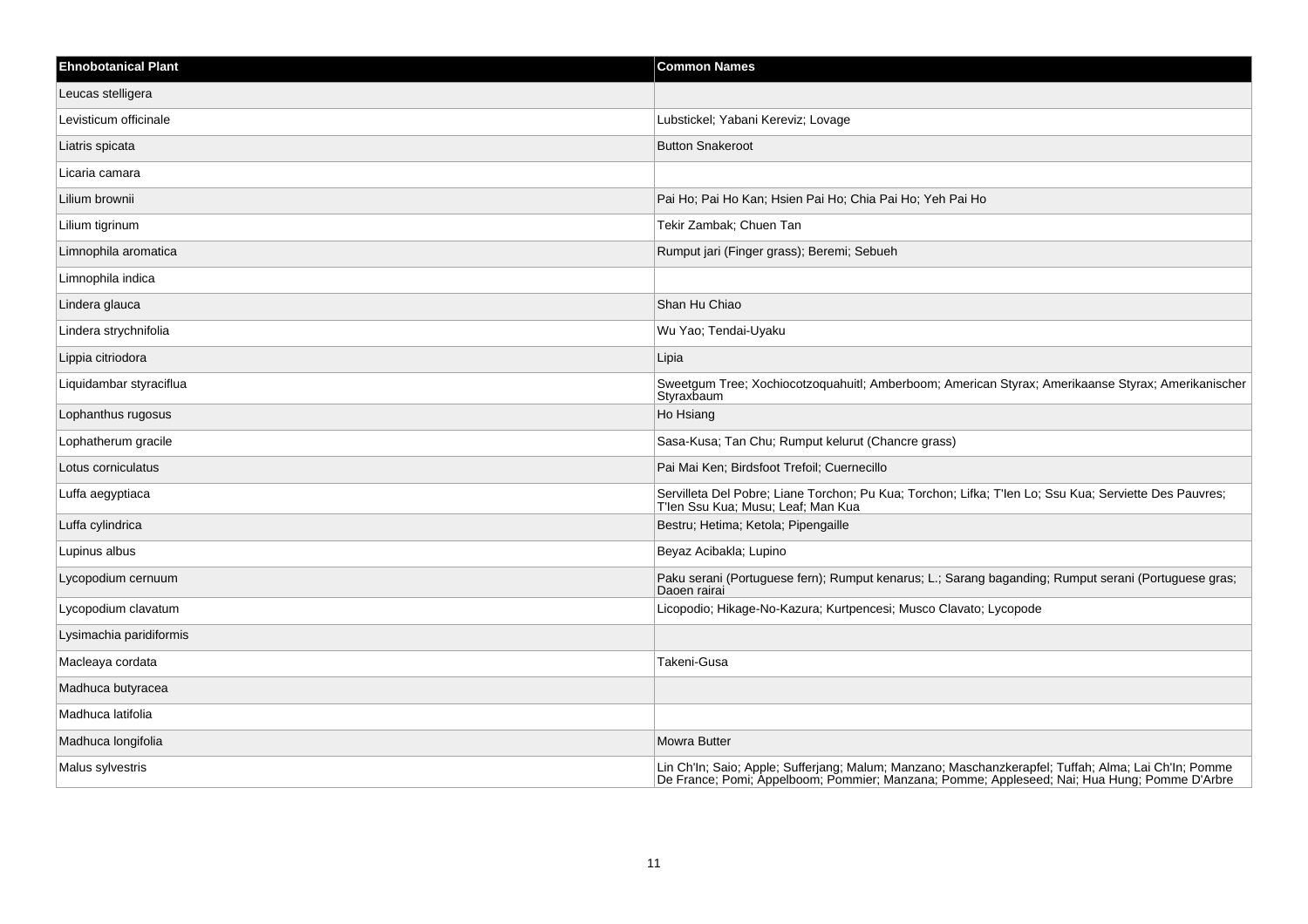| Ehnobotanical Plant | Common Names |
| --- | --- |
| Leucas stelligera | |
| Levisticum officinale | Lubstickel; Yabani Kereviz; Lovage |
| Liatris spicata | Button Snakeroot |
| Licaria camara | |
| Lilium brownii | Pai Ho; Pai Ho Kan; Hsien Pai Ho; Chia Pai Ho; Yeh Pai Ho |
| Lilium tigrinum | Tekir Zambak; Chuen Tan |
| Limnophila aromatica | Rumput jari (Finger grass); Beremi; Sebueh |
| Limnophila indica | |
| Lindera glauca | Shan Hu Chiao |
| Lindera strychnifolia | Wu Yao; Tendai-Uyaku |
| Lippia citriodora | Lipia |
| Liquidambar styraciflua | Sweetgum Tree; Xochiocotzoquahuitl; Amberboom; American Styrax; Amerikaanse Styrax; Amerikanischer Styraxbaum |
| Lophanthus rugosus | Ho Hsiang |
| Lophatherum gracile | Sasa-Kusa; Tan Chu; Rumput kelurut (Chancre grass) |
| Lotus corniculatus | Pai Mai Ken; Birdsfoot Trefoil; Cuernecillo |
| Luffa aegyptiaca | Servilleta Del Pobre; Liane Torchon; Pu Kua; Torchon; Lifka; T'Ien Lo; Ssu Kua; Serviette Des Pauvres; T'Ien Ssu Kua; Musu; Leaf; Man Kua |
| Luffa cylindrica | Bestru; Hetima; Ketola; Pipengaille |
| Lupinus albus | Beyaz Acibakla; Lupino |
| Lycopodium cernuum | Paku serani (Portuguese fern); Rumput kenarus; L.; Sarang baganding; Rumput serani (Portuguese gras; Daoen rairai |
| Lycopodium clavatum | Licopodio; Hikage-No-Kazura; Kurtpencesi; Musco Clavato; Lycopode |
| Lysimachia paridiformis | |
| Macleaya cordata | Takeni-Gusa |
| Madhuca butyracea | |
| Madhuca latifolia | |
| Madhuca longifolia | Mowra Butter |
| Malus sylvestris | Lin Ch'In; Saio; Apple; Sufferjang; Malum; Manzano; Maschanzkerapfel; Tuffah; Alma; Lai Ch'In; Pomme De France; Pomi; Appelboom; Pommier; Manzana; Pomme; Appleseed; Nai; Hua Hung; Pomme D'Arbre |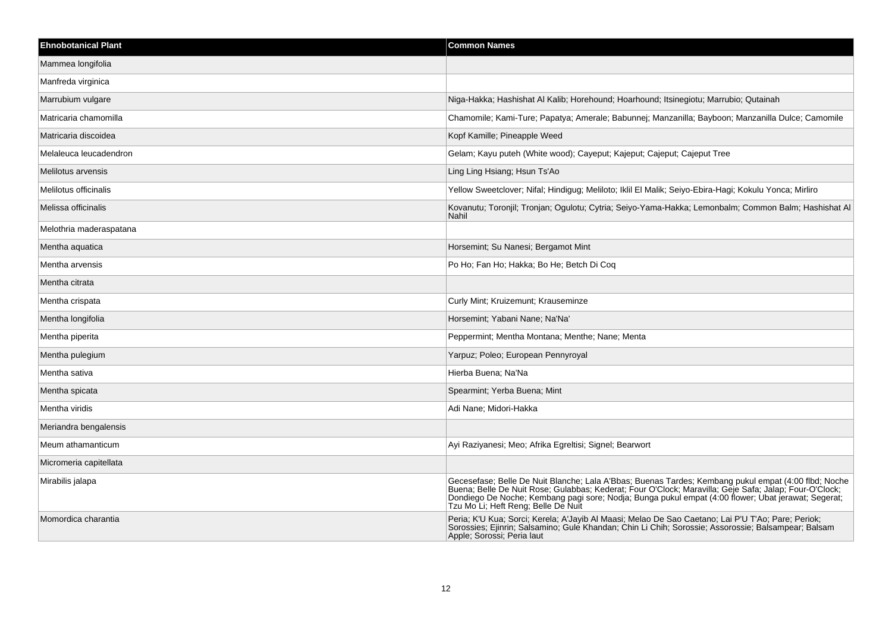| Ehnobotanical Plant | Common Names |
| --- | --- |
| Mammea longifolia | |
| Manfreda virginica | |
| Marrubium vulgare | Niga-Hakka; Hashishat Al Kalib; Horehound; Hoarhound; Itsinegiotu; Marrubio; Qutainah |
| Matricaria chamomilla | Chamomile; Kami-Ture; Papatya; Amerale; Babunnej; Manzanilla; Bayboon; Manzanilla Dulce; Camomile |
| Matricaria discoidea | Kopf Kamille; Pineapple Weed |
| Melaleuca leucadendron | Gelam; Kayu puteh (White wood); Cayeput; Kajeput; Cajeput; Cajeput Tree |
| Melilotus arvensis | Ling Ling Hsiang; Hsun Ts'Ao |
| Melilotus officinalis | Yellow Sweetclover; Nifal; Hindigug; Meliloto; Iklil El Malik; Seiyo-Ebira-Hagi; Kokulu Yonca; Mirliro |
| Melissa officinalis | Kovanutu; Toronjil; Tronjan; Ogulotu; Cytria; Seiyo-Yama-Hakka; Lemonbalm; Common Balm; Hashishat Al Nahil |
| Melothria maderaspatana | |
| Mentha aquatica | Horsemint; Su Nanesi; Bergamot Mint |
| Mentha arvensis | Po Ho; Fan Ho; Hakka; Bo He; Betch Di Coq |
| Mentha citrata | |
| Mentha crispata | Curly Mint; Kruizemunt; Krauseminze |
| Mentha longifolia | Horsemint; Yabani Nane; Na'Na' |
| Mentha piperita | Peppermint; Mentha Montana; Menthe; Nane; Menta |
| Mentha pulegium | Yarpuz; Poleo; European Pennyroyal |
| Mentha sativa | Hierba Buena; Na'Na |
| Mentha spicata | Spearmint; Yerba Buena; Mint |
| Mentha viridis | Adi Nane; Midori-Hakka |
| Meriandra bengalensis | |
| Meum athamanticum | Ayi Raziyanesi; Meo; Afrika Egreltisi; Signel; Bearwort |
| Micromeria capitellata | |
| Mirabilis jalapa | Gecesefase; Belle De Nuit Blanche; Lala A'Bbas; Buenas Tardes; Kembang pukul empat (4:00 flbd; Noche Buena; Belle De Nuit Rose; Gulabbas; Kederat; Four O'Clock; Maravilla; Geje Safa; Jalap; Four-O'Clock; Dondiego De Noche; Kembang pagi sore; Nodja; Bunga pukul empat (4:00 flower; Ubat jerawat; Segerat; Tzu Mo Li; Heft Reng; Belle De Nuit |
| Momordica charantia | Peria; K'U Kua; Sorci; Kerela; A'Jayib Al Maasi; Melao De Sao Caetano; Lai P'U T'Ao; Pare; Periok; Sorossies; Ejinrin; Salsamino; Gule Khandan; Chin Li Chih; Sorossie; Assorossie; Balsampear; Balsam Apple; Sorossi; Peria laut |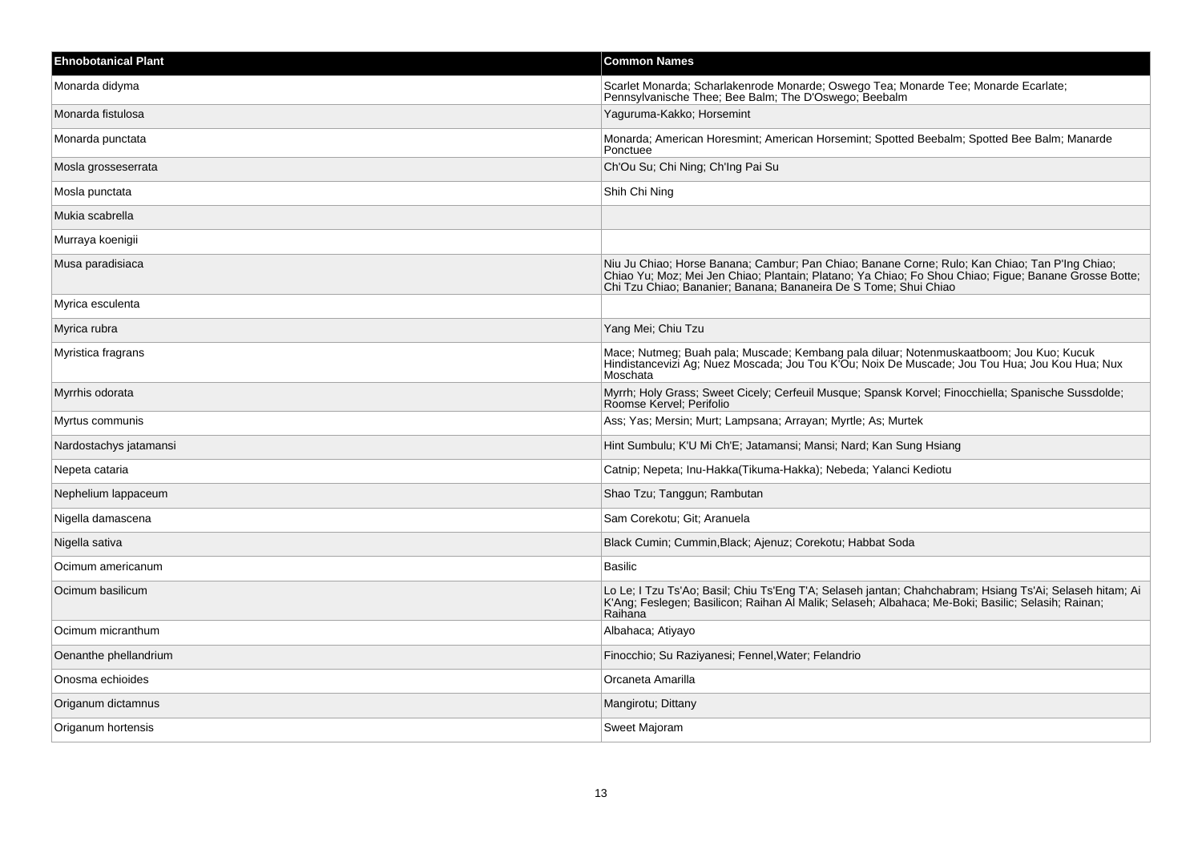| Ehnobotanical Plant | Common Names |
| --- | --- |
| Monarda didyma | Scarlet Monarda; Scharlakenrode Monarde; Oswego Tea; Monarde Tee; Monarde Ecarlate; Pennsylvanische Thee; Bee Balm; The D'Oswego; Beebalm |
| Monarda fistulosa | Yaguruma-Kakko; Horsemint |
| Monarda punctata | Monarda; American Horesmint; American Horsemint; Spotted Beebalm; Spotted Bee Balm; Manarde Ponctuee |
| Mosla grosseserrata | Ch'Ou Su; Chi Ning; Ch'Ing Pai Su |
| Mosla punctata | Shih Chi Ning |
| Mukia scabrella | |
| Murraya koenigii | |
| Musa paradisiaca | Niu Ju Chiao; Horse Banana; Cambur; Pan Chiao; Banane Corne; Rulo; Kan Chiao; Tan P'Ing Chiao; Chiao Yu; Moz; Mei Jen Chiao; Plantain; Platano; Ya Chiao; Fo Shou Chiao; Figue; Banane Grosse Botte; Chi Tzu Chiao; Bananier; Banana; Bananeira De S Tome; Shui Chiao |
| Myrica esculenta | |
| Myrica rubra | Yang Mei; Chiu Tzu |
| Myristica fragrans | Mace; Nutmeg; Buah pala; Muscade; Kembang pala diluar; Notenmuskaatboom; Jou Kuo; Kucuk Hindistancevizi Ag; Nuez Moscada; Jou Tou K'Ou; Noix De Muscade; Jou Tou Hua; Jou Kou Hua; Nux Moschata |
| Myrrhis odorata | Myrrh; Holy Grass; Sweet Cicely; Cerfeuil Musque; Spansk Korvel; Finocchiella; Spanische Sussdolde; Roomse Kervel; Perifolio |
| Myrtus communis | Ass; Yas; Mersin; Murt; Lampsana; Arrayan; Myrtle; As; Murtek |
| Nardostachys jatamansi | Hint Sumbulu; K'U Mi Ch'E; Jatamansi; Mansi; Nard; Kan Sung Hsiang |
| Nepeta cataria | Catnip; Nepeta; Inu-Hakka(Tikuma-Hakka); Nebeda; Yalanci Kediotu |
| Nephelium lappaceum | Shao Tzu; Tanggun; Rambutan |
| Nigella damascena | Sam Corekotu; Git; Aranuela |
| Nigella sativa | Black Cumin; Cummin,Black; Ajenuz; Corekotu; Habbat Soda |
| Ocimum americanum | Basilic |
| Ocimum basilicum | Lo Le; I Tzu Ts'Ao; Basil; Chiu Ts'Eng T'A; Selaseh jantan; Chahchabram; Hsiang Ts'Ai; Selaseh hitam; Ai K'Ang; Feslegen; Basilicon; Raihan Al Malik; Selaseh; Albahaca; Me-Boki; Basilic; Selasih; Rainan; Raihana |
| Ocimum micranthum | Albahaca; Atiyayo |
| Oenanthe phellandrium | Finocchio; Su Raziyanesi; Fennel,Water; Felandrio |
| Onosma echioides | Orcaneta Amarilla |
| Origanum dictamnus | Mangirotu; Dittany |
| Origanum hortensis | Sweet Majoram |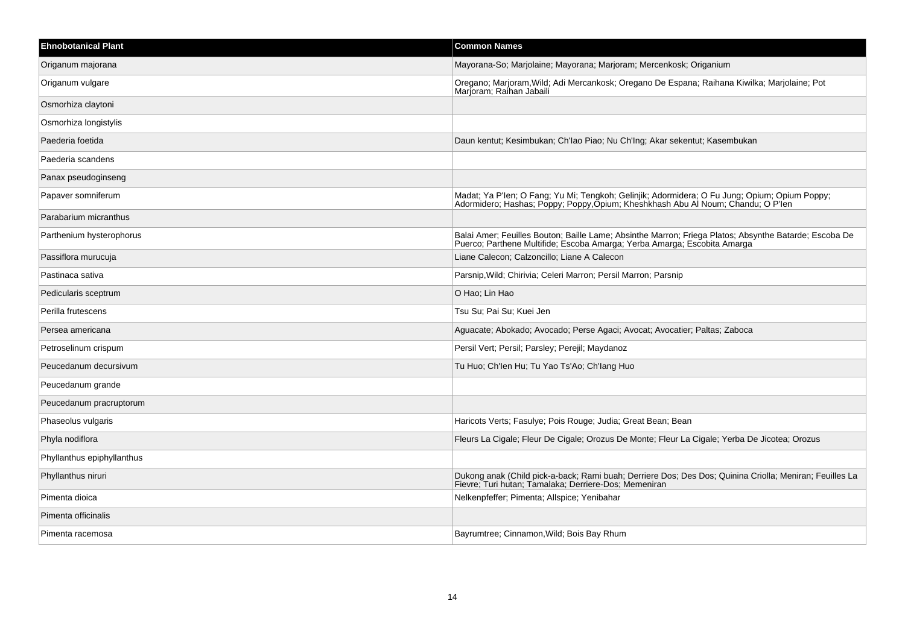| Ehnobotanical Plant | Common Names |
| --- | --- |
| Origanum majorana | Mayorana-So; Marjolaine; Mayorana; Marjoram; Mercenkosk; Origanium |
| Origanum vulgare | Oregano; Marjoram,Wild; Adi Mercankosk; Oregano De Espana; Raihana Kiwilka; Marjolaine; Pot Marjoram; Raihan Jabaili |
| Osmorhiza claytoni | |
| Osmorhiza longistylis | |
| Paederia foetida | Daun kentut; Kesimbukan; Ch'Iao Piao; Nu Ch'Ing; Akar sekentut; Kasembukan |
| Paederia scandens | |
| Panax pseudoginseng | |
| Papaver somniferum | Madat; Ya P'Ien; O Fang; Yu Mi; Tengkoh; Gelinjik; Adormidera; O Fu Jung; Opium; Opium Poppy; Adormidero; Hashas; Poppy; Poppy,Opium; Kheshkhash Abu Al Noum; Chandu; O P'Ien |
| Parabarium micranthus | |
| Parthenium hysterophorus | Balai Amer; Feuilles Bouton; Baille Lame; Absinthe Marron; Friega Platos; Absynthe Batarde; Escoba De Puerco; Parthene Multifide; Escoba Amarga; Yerba Amarga; Escobita Amarga |
| Passiflora murucuja | Liane Calecon; Calzoncillo; Liane A Calecon |
| Pastinaca sativa | Parsnip,Wild; Chirivia; Celeri Marron; Persil Marron; Parsnip |
| Pedicularis sceptrum | O Hao; Lin Hao |
| Perilla frutescens | Tsu Su; Pai Su; Kuei Jen |
| Persea americana | Aguacate; Abokado; Avocado; Perse Agaci; Avocat; Avocatier; Paltas; Zaboca |
| Petroselinum crispum | Persil Vert; Persil; Parsley; Perejil; Maydanoz |
| Peucedanum decursivum | Tu Huo; Ch'Ien Hu; Tu Yao Ts'Ao; Ch'Iang Huo |
| Peucedanum grande | |
| Peucedanum pracruptorum | |
| Phaseolus vulgaris | Haricots Verts; Fasulye; Pois Rouge; Judia; Great Bean; Bean |
| Phyla nodiflora | Fleurs La Cigale; Fleur De Cigale; Orozus De Monte; Fleur La Cigale; Yerba De Jicotea; Orozus |
| Phyllanthus epiphyllanthus | |
| Phyllanthus niruri | Dukong anak (Child pick-a-back; Rami buah; Derriere Dos; Des Dos; Quinina Criolla; Meniran; Feuilles La Fievre; Turi hutan; Tamalaka; Derriere-Dos; Memeniran |
| Pimenta dioica | Nelkenpfeffer; Pimenta; Allspice; Yenibahar |
| Pimenta officinalis | |
| Pimenta racemosa | Bayrumtree; Cinnamon,Wild; Bois Bay Rhum |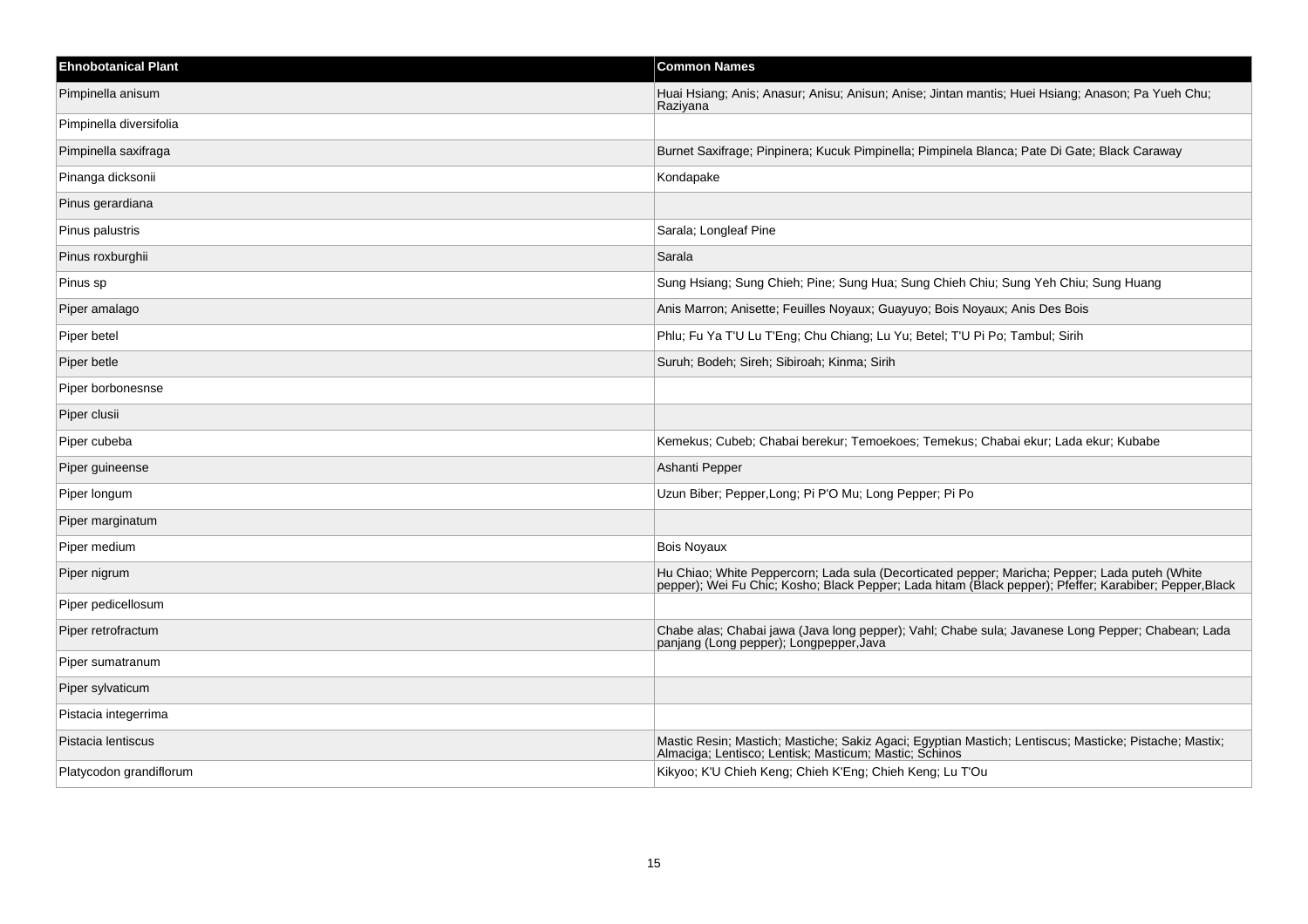| Ehnobotanical Plant | Common Names |
| --- | --- |
| Pimpinella anisum | Huai Hsiang; Anis; Anasur; Anisu; Anisun; Anise; Jintan mantis; Huei Hsiang; Anason; Pa Yueh Chu; Raziyana |
| Pimpinella diversifolia | |
| Pimpinella saxifraga | Burnet Saxifrage; Pinpinera; Kucuk Pimpinella; Pimpinela Blanca; Pate Di Gate; Black Caraway |
| Pinanga dicksonii | Kondapake |
| Pinus gerardiana | |
| Pinus palustris | Sarala; Longleaf Pine |
| Pinus roxburghii | Sarala |
| Pinus sp | Sung Hsiang; Sung Chieh; Pine; Sung Hua; Sung Chieh Chiu; Sung Yeh Chiu; Sung Huang |
| Piper amalago | Anis Marron; Anisette; Feuilles Noyaux; Guayuyo; Bois Noyaux; Anis Des Bois |
| Piper betel | Phlu; Fu Ya T'U Lu T'Eng; Chu Chiang; Lu Yu; Betel; T'U Pi Po; Tambul; Sirih |
| Piper betle | Suruh; Bodeh; Sireh; Sibiroah; Kinma; Sirih |
| Piper borbonesnse | |
| Piper clusii | |
| Piper cubeba | Kemekus; Cubeb; Chabai berekur; Temoekoes; Temekus; Chabai ekur; Lada ekur; Kubabe |
| Piper guineense | Ashanti Pepper |
| Piper longum | Uzun Biber; Pepper,Long; Pi P'O Mu; Long Pepper; Pi Po |
| Piper marginatum | |
| Piper medium | Bois Noyaux |
| Piper nigrum | Hu Chiao; White Peppercorn; Lada sula (Decorticated pepper; Maricha; Pepper; Lada puteh (White pepper); Wei Fu Chic; Kosho; Black Pepper; Lada hitam (Black pepper); Pfeffer; Karabiber; Pepper,Black |
| Piper pedicellosum | |
| Piper retrofractum | Chabe alas; Chabai jawa (Java long pepper); Vahl; Chabe sula; Javanese Long Pepper; Chabean; Lada panjang (Long pepper); Longpepper,Java |
| Piper sumatranum | |
| Piper sylvaticum | |
| Pistacia integerrima | |
| Pistacia lentiscus | Mastic Resin; Mastich; Mastiche; Sakiz Agaci; Egyptian Mastich; Lentiscus; Masticke; Pistache; Mastix; Almaciga; Lentisco; Lentisk; Masticum; Mastic; Schinos |
| Platycodon grandiflorum | Kikyoo; K'U Chieh Keng; Chieh K'Eng; Chieh Keng; Lu T'Ou |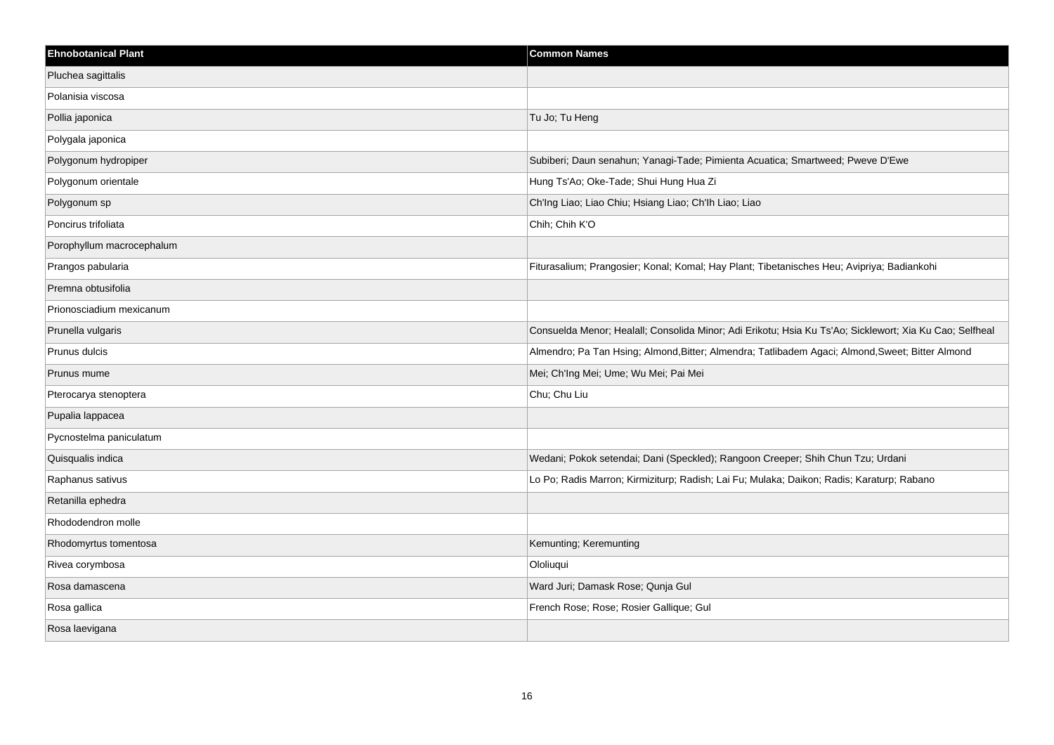| Ehnobotanical Plant | Common Names |
| --- | --- |
| Pluchea sagittalis | |
| Polanisia viscosa | |
| Pollia japonica | Tu Jo; Tu Heng |
| Polygala japonica | |
| Polygonum hydropiper | Subiberi; Daun senahun; Yanagi-Tade; Pimienta Acuatica; Smartweed; Pweve D'Ewe |
| Polygonum orientale | Hung Ts'Ao; Oke-Tade; Shui Hung Hua Zi |
| Polygonum sp | Ch'Ing Liao; Liao Chiu; Hsiang Liao; Ch'Ih Liao; Liao |
| Poncirus trifoliata | Chih; Chih K'O |
| Porophyllum macrocephalum | |
| Prangos pabularia | Fiturasalium; Prangosier; Konal; Komal; Hay Plant; Tibetanisches Heu; Avipriya; Badiankohi |
| Premna obtusifolia | |
| Prionosciadium mexicanum | |
| Prunella vulgaris | Consuelda Menor; Healall; Consolida Minor; Adi Erikotu; Hsia Ku Ts'Ao; Sicklewort; Xia Ku Cao; Selfheal |
| Prunus dulcis | Almendro; Pa Tan Hsing; Almond,Bitter; Almendra; Tatlibadem Agaci; Almond,Sweet; Bitter Almond |
| Prunus mume | Mei; Ch'Ing Mei; Ume; Wu Mei; Pai Mei |
| Pterocarya stenoptera | Chu; Chu Liu |
| Pupalia lappacea | |
| Pycnostelma paniculatum | |
| Quisqualis indica | Wedani; Pokok setendai; Dani (Speckled); Rangoon Creeper; Shih Chun Tzu; Urdani |
| Raphanus sativus | Lo Po; Radis Marron; Kirmiziturp; Radish; Lai Fu; Mulaka; Daikon; Radis; Karaturp; Rabano |
| Retanilla ephedra | |
| Rhododendron molle | |
| Rhodomyrtus tomentosa | Kemunting; Keremunting |
| Rivea corymbosa | Ololiuqui |
| Rosa damascena | Ward Juri; Damask Rose; Qunja Gul |
| Rosa gallica | French Rose; Rose; Rosier Gallique; Gul |
| Rosa laevigana | |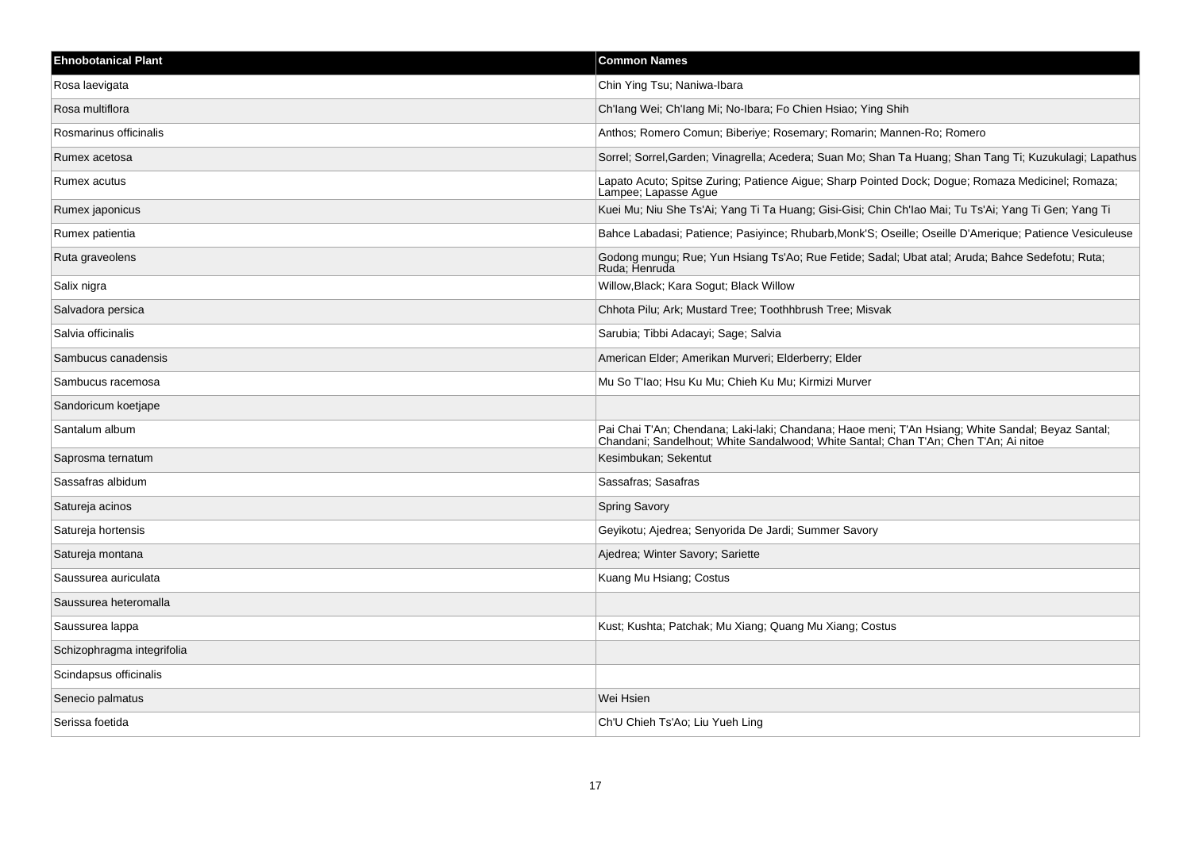| Ehnobotanical Plant | Common Names |
|---|---|
| Rosa laevigata | Chin Ying Tsu; Naniwa-Ibara |
| Rosa multiflora | Ch'Iang Wei; Ch'Iang Mi; No-Ibara; Fo Chien Hsiao; Ying Shih |
| Rosmarinus officinalis | Anthos; Romero Comun; Biberiye; Rosemary; Romarin; Mannen-Ro; Romero |
| Rumex acetosa | Sorrel; Sorrel,Garden; Vinagrella; Acedera; Suan Mo; Shan Ta Huang; Shan Tang Ti; Kuzukulagi; Lapathus |
| Rumex acutus | Lapato Acuto; Spitse Zuring; Patience Aigue; Sharp Pointed Dock; Dogue; Romaza Medicinel; Romaza; Lampee; Lapasse Ague |
| Rumex japonicus | Kuei Mu; Niu She Ts'Ai; Yang Ti Ta Huang; Gisi-Gisi; Chin Ch'Iao Mai; Tu Ts'Ai; Yang Ti Gen; Yang Ti |
| Rumex patientia | Bahce Labadasi; Patience; Pasiyince; Rhubarb,Monk'S; Oseille; Oseille D'Amerique; Patience Vesiculeuse |
| Ruta graveolens | Godong mungu; Rue; Yun Hsiang Ts'Ao; Rue Fetide; Sadal; Ubat atal; Aruda; Bahce Sedefotu; Ruta; Ruda; Henruda |
| Salix nigra | Willow,Black; Kara Sogut; Black Willow |
| Salvadora persica | Chhota Pilu; Ark; Mustard Tree; Toothhbrush Tree; Misvak |
| Salvia officinalis | Sarubia; Tibbi Adacayi; Sage; Salvia |
| Sambucus canadensis | American Elder; Amerikan Murveri; Elderberry; Elder |
| Sambucus racemosa | Mu So T'Iao; Hsu Ku Mu; Chieh Ku Mu; Kirmizi Murver |
| Sandoricum koetjape | |
| Santalum album | Pai Chai T'An; Chendana; Laki-laki; Chandana; Haoe meni; T'An Hsiang; White Sandal; Beyaz Santal; Chandani; Sandelhout; White Sandalwood; White Santal; Chan T'An; Chen T'An; Ai nitoe |
| Saprosma ternatum | Kesimbukan; Sekentut |
| Sassafras albidum | Sassafras; Sasafras |
| Satureja acinos | Spring Savory |
| Satureja hortensis | Geyikotu; Ajedrea; Senyorida De Jardi; Summer Savory |
| Satureja montana | Ajedrea; Winter Savory; Sariette |
| Saussurea auriculata | Kuang Mu Hsiang; Costus |
| Saussurea heteromalla | |
| Saussurea lappa | Kust; Kushta; Patchak; Mu Xiang; Quang Mu Xiang; Costus |
| Schizophragma integrifolia | |
| Scindapsus officinalis | |
| Senecio palmatus | Wei Hsien |
| Serissa foetida | Ch'U Chieh Ts'Ao; Liu Yueh Ling |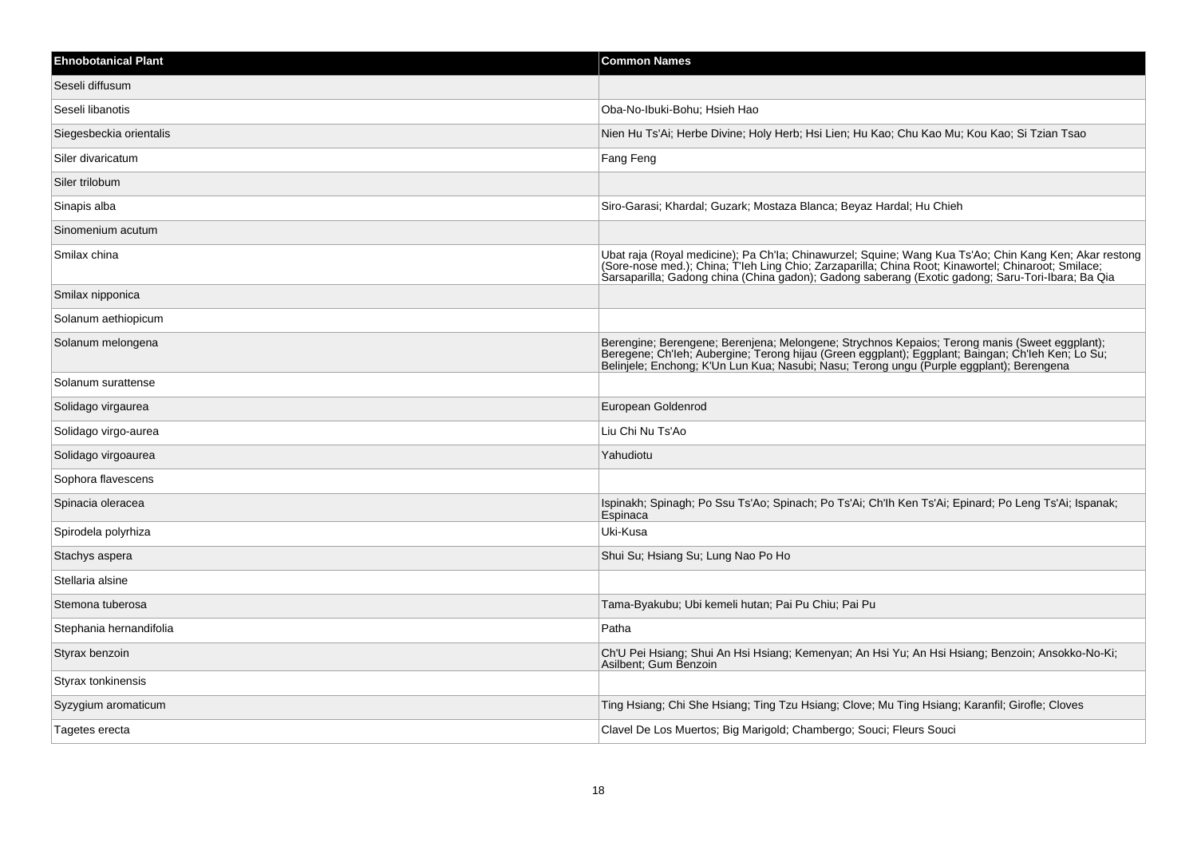| Ehnobotanical Plant | Common Names |
|---|---|
| Seseli diffusum | |
| Seseli libanotis | Oba-No-Ibuki-Bohu; Hsieh Hao |
| Siegesbeckia orientalis | Nien Hu Ts'Ai; Herbe Divine; Holy Herb; Hsi Lien; Hu Kao; Chu Kao Mu; Kou Kao; Si Tzian Tsao |
| Siler divaricatum | Fang Feng |
| Siler trilobum | |
| Sinapis alba | Siro-Garasi; Khardal; Guzark; Mostaza Blanca; Beyaz Hardal; Hu Chieh |
| Sinomenium acutum | |
| Smilax china | Ubat raja (Royal medicine); Pa Ch'Ia; Chinawurzel; Squine; Wang Kua Ts'Ao; Chin Kang Ken; Akar restong (Sore-nose med.); China; T'Ieh Ling Chio; Zarzaparilla; China Root; Kinawortel; Chinaroot; Smilace; Sarsaparilla; Gadong china (China gadon); Gadong saberang (Exotic gadong; Saru-Tori-Ibara; Ba Qia |
| Smilax nipponica | |
| Solanum aethiopicum | |
| Solanum melongena | Berengine; Berengene; Berenjena; Melongene; Strychnos Kepaios; Terong manis (Sweet eggplant); Beregene; Ch'Ieh; Aubergine; Terong hijau (Green eggplant); Eggplant; Baingan; Ch'Ieh Ken; Lo Su; Belinjele; Enchong; K'Un Lun Kua; Nasubi; Nasu; Terong ungu (Purple eggplant); Berengena |
| Solanum surattense | |
| Solidago virgaurea | European Goldenrod |
| Solidago virgo-aurea | Liu Chi Nu Ts'Ao |
| Solidago virgoaurea | Yahudiotu |
| Sophora flavescens | |
| Spinacia oleracea | Ispinakh; Spinagh; Po Ssu Ts'Ao; Spinach; Po Ts'Ai; Ch'Ih Ken Ts'Ai; Epinard; Po Leng Ts'Ai; Ispanak; Espinaca |
| Spirodela polyrhiza | Uki-Kusa |
| Stachys aspera | Shui Su; Hsiang Su; Lung Nao Po Ho |
| Stellaria alsine | |
| Stemona tuberosa | Tama-Byakubu; Ubi kemeli hutan; Pai Pu Chiu; Pai Pu |
| Stephania hernandifolia | Patha |
| Styrax benzoin | Ch'U Pei Hsiang; Shui An Hsi Hsiang; Kemenyan; An Hsi Yu; An Hsi Hsiang; Benzoin; Ansokko-No-Ki; Asilbent; Gum Benzoin |
| Styrax tonkinensis | |
| Syzygium aromaticum | Ting Hsiang; Chi She Hsiang; Ting Tzu Hsiang; Clove; Mu Ting Hsiang; Karanfil; Girofle; Cloves |
| Tagetes erecta | Clavel De Los Muertos; Big Marigold; Chambergo; Souci; Fleurs Souci |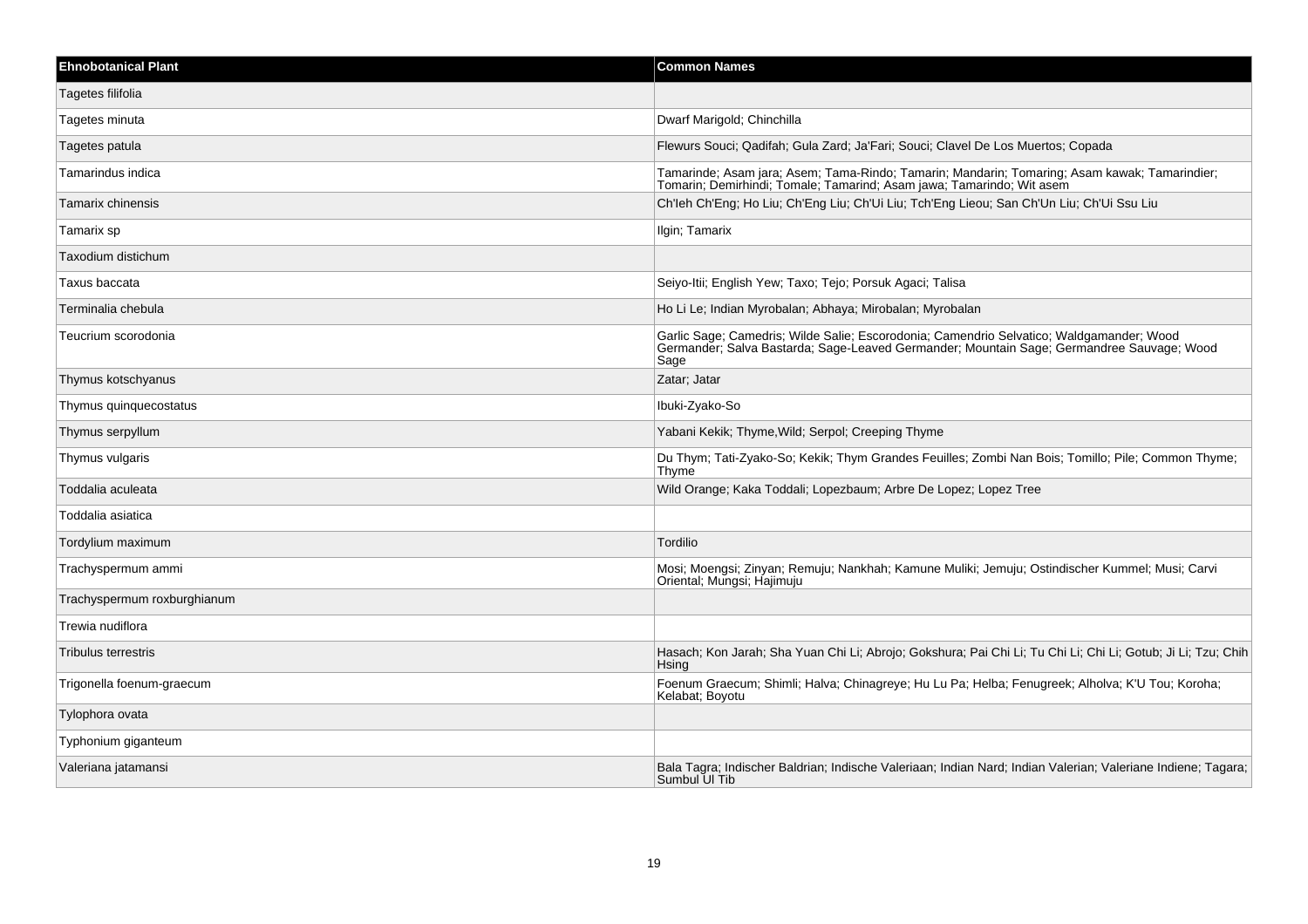| Ehnobotanical Plant | Common Names |
| --- | --- |
| Tagetes filifolia | |
| Tagetes minuta | Dwarf Marigold; Chinchilla |
| Tagetes patula | Flewurs Souci; Qadifah; Gula Zard; Ja'Fari; Souci; Clavel De Los Muertos; Copada |
| Tamarindus indica | Tamarinde; Asam jara; Asem; Tama-Rindo; Tamarin; Mandarin; Tomaring; Asam kawak; Tamarindier; Tomarin; Demirhindi; Tomale; Tamarind; Asam jawa; Tamarindo; Wit asem |
| Tamarix chinensis | Ch'Ieh Ch'Eng; Ho Liu; Ch'Eng Liu; Ch'Ui Liu; Tch'Eng Lieou; San Ch'Un Liu; Ch'Ui Ssu Liu |
| Tamarix sp | Ilgin; Tamarix |
| Taxodium distichum | |
| Taxus baccata | Seiyo-Itii; English Yew; Taxo; Tejo; Porsuk Agaci; Talisa |
| Terminalia chebula | Ho Li Le; Indian Myrobalan; Abhaya; Mirobalan; Myrobalan |
| Teucrium scorodonia | Garlic Sage; Camedris; Wilde Salie; Escorodonia; Camendrio Selvatico; Waldgamander; Wood Germander; Salva Bastarda; Sage-Leaved Germander; Mountain Sage; Germandree Sauvage; Wood Sage |
| Thymus kotschyanus | Zatar; Jatar |
| Thymus quinquecostatus | Ibuki-Zyako-So |
| Thymus serpyllum | Yabani Kekik; Thyme,Wild; Serpol; Creeping Thyme |
| Thymus vulgaris | Du Thym; Tati-Zyako-So; Kekik; Thym Grandes Feuilles; Zombi Nan Bois; Tomillo; Pile; Common Thyme; Thyme |
| Toddalia aculeata | Wild Orange; Kaka Toddali; Lopezbaum; Arbre De Lopez; Lopez Tree |
| Toddalia asiatica | |
| Tordylium maximum | Tordilio |
| Trachyspermum ammi | Mosi; Moengsi; Zinyan; Remuju; Nankhah; Kamune Muliki; Jemuju; Ostindischer Kummel; Musi; Carvi Oriental; Mungsi; Hajimuju |
| Trachyspermum roxburghianum | |
| Trewia nudiflora | |
| Tribulus terrestris | Hasach; Kon Jarah; Sha Yuan Chi Li; Abrojo; Gokshura; Pai Chi Li; Tu Chi Li; Chi Li; Gotub; Ji Li; Tzu; Chih Hsing |
| Trigonella foenum-graecum | Foenum Graecum; Shimli; Halva; Chinagreye; Hu Lu Pa; Helba; Fenugreek; Alholva; K'U Tou; Koroha; Kelabat; Boyotu |
| Tylophora ovata | |
| Typhonium giganteum | |
| Valeriana jatamansi | Bala Tagra; Indischer Baldrian; Indische Valeriaan; Indian Nard; Indian Valerian; Valeriane Indiene; Tagara; Sumbul Ul Tib |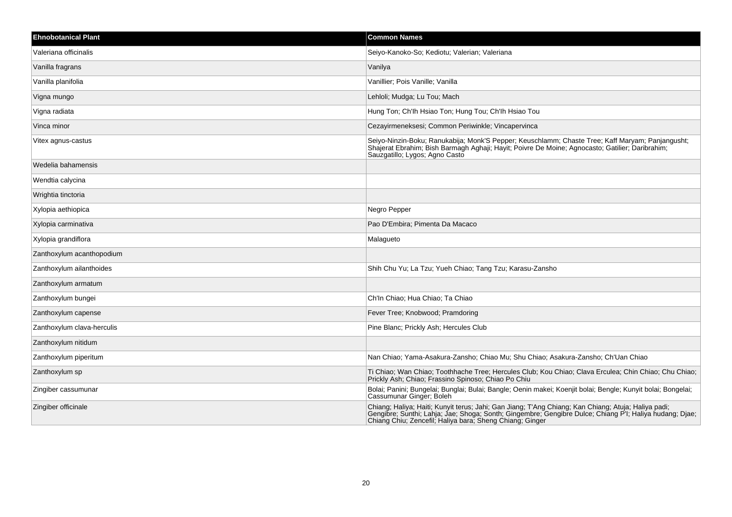| Ehnobotanical Plant | Common Names |
| --- | --- |
| Valeriana officinalis | Seiyo-Kanoko-So; Kediotu; Valerian; Valeriana |
| Vanilla fragrans | Vanilya |
| Vanilla planifolia | Vanillier; Pois Vanille; Vanilla |
| Vigna mungo | Lehloli; Mudga; Lu Tou; Mach |
| Vigna radiata | Hung Ton; Ch'Ih Hsiao Ton; Hung Tou; Ch'Ih Hsiao Tou |
| Vinca minor | Cezayirmeneksesi; Common Periwinkle; Vincapervinca |
| Vitex agnus-castus | Seiyo-Ninzin-Boku; Ranukabija; Monk'S Pepper; Keuschlamm; Chaste Tree; Kaff Maryam; Panjangusht; Shajerat Ebrahim; Bish Barmagh Aghaji; Hayit; Poivre De Moine; Agnocasto; Gatilier; Daribrahim; Sauzgatillo; Lygos; Agno Casto |
| Wedelia bahamensis | |
| Wendtia calycina | |
| Wrightia tinctoria | |
| Xylopia aethiopica | Negro Pepper |
| Xylopia carminativa | Pao D'Embira; Pimenta Da Macaco |
| Xylopia grandiflora | Malagueto |
| Zanthoxylum acanthopodium | |
| Zanthoxylum ailanthoides | Shih Chu Yu; La Tzu; Yueh Chiao; Tang Tzu; Karasu-Zansho |
| Zanthoxylum armatum | |
| Zanthoxylum bungei | Ch'In Chiao; Hua Chiao; Ta Chiao |
| Zanthoxylum capense | Fever Tree; Knobwood; Pramdoring |
| Zanthoxylum clava-herculis | Pine Blanc; Prickly Ash; Hercules Club |
| Zanthoxylum nitidum | |
| Zanthoxylum piperitum | Nan Chiao; Yama-Asakura-Zansho; Chiao Mu; Shu Chiao; Asakura-Zansho; Ch'Uan Chiao |
| Zanthoxylum sp | Ti Chiao; Wan Chiao; Toothhache Tree; Hercules Club; Kou Chiao; Clava Erculea; Chin Chiao; Chu Chiao; Prickly Ash; Chiao; Frassino Spinoso; Chiao Po Chiu |
| Zingiber cassumunar | Bolai; Panini; Bungelai; Bunglai; Bulai; Bangle; Oenin makei; Koenjit bolai; Bengle; Kunyit bolai; Bongelai; Cassumunar Ginger; Boleh |
| Zingiber officinale | Chiang; Haliya; Haiti; Kunyit terus; Jahi; Gan Jiang; T'Ang Chiang; Kan Chiang; Atuja; Haliya padi; Gengibre; Sunthi; Lahja; Jae; Shoga; Sonth; Gingembre; Gengibre Dulce; Chiang P'I; Haliya hudang; Djae; Chiang Chiu; Zencefil; Haliya bara; Sheng Chiang; Ginger |